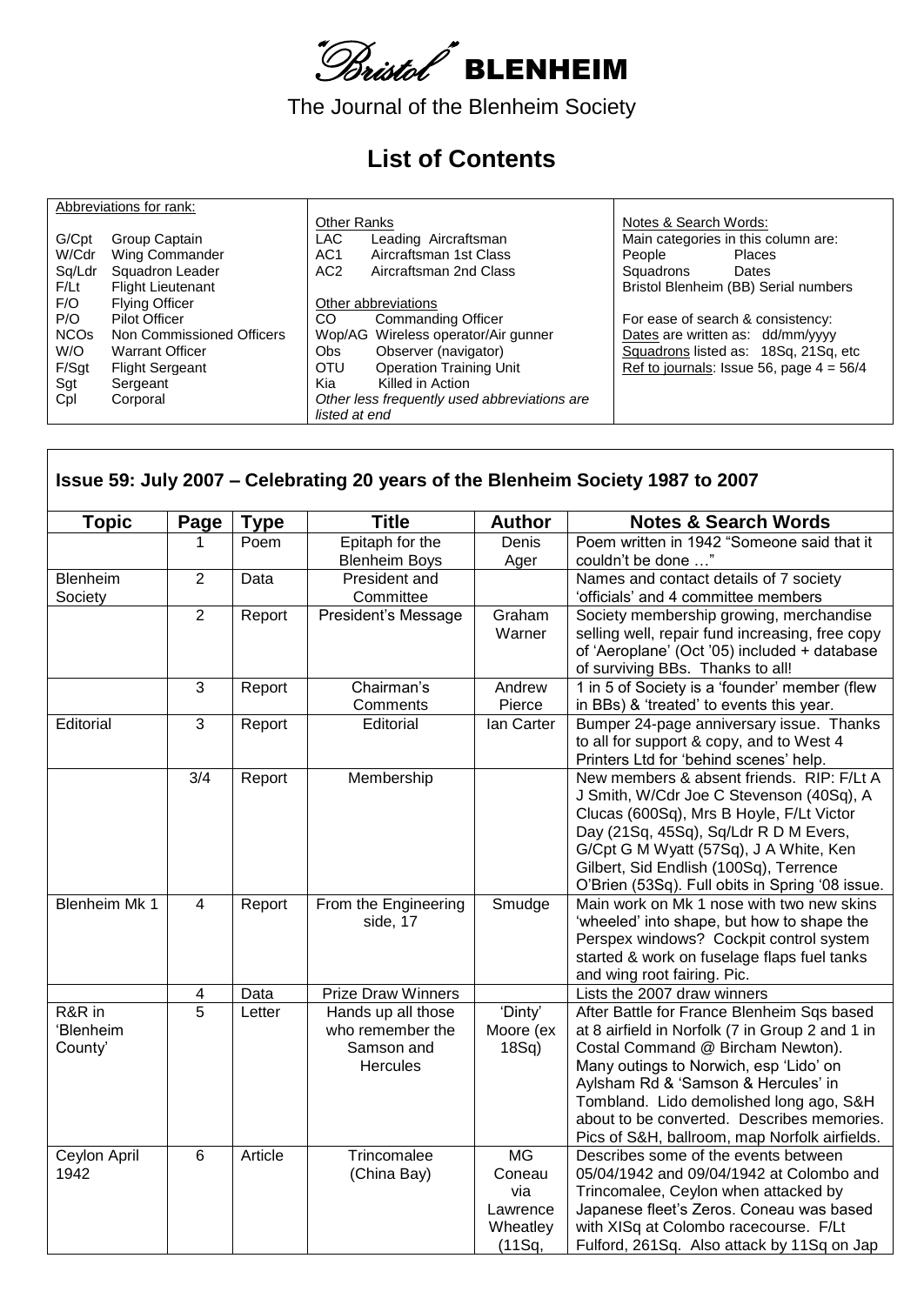# "Bristol" BLENHEIM

The Journal of the Blenheim Society

## List of Contents

| Abbreviations for rank: | | Other Ranks | | Notes & Search Words: |
|---|---|---|---|---|
| G/Cpt | Group Captain | LAC | Leading Aircraftsman | Main categories in this column are: |
| W/Cdr | Wing Commander | AC1 | Aircraftsman 1st Class | People Places |
| Sq/Ldr | Squadron Leader | AC2 | Aircraftsman 2nd Class | Squadrons Dates |
| F/Lt | Flight Lieutenant | | | Bristol Blenheim (BB) Serial numbers |
| F/O | Flying Officer | Other abbreviations | | |
| P/O | Pilot Officer | CO | Commanding Officer | For ease of search & consistency: |
| NCOs | Non Commissioned Officers | Wop/AG | Wireless operator/Air gunner | Dates are written as: dd/mm/yyyy |
| W/O | Warrant Officer | Obs | Observer (navigator) | Squadrons listed as: 18Sq, 21Sq, etc |
| F/Sgt | Flight Sergeant | OTU | Operation Training Unit | Ref to journals: Issue 56, page 4 = 56/4 |
| Sgt | Sergeant | Kia | Killed in Action | |
| Cpl | Corporal | Other less frequently used abbreviations are listed at end | | |

### Issue 59: July 2007 – Celebrating 20 years of the Blenheim Society 1987 to 2007

| Topic | Page | Type | Title | Author | Notes & Search Words |
|---|---|---|---|---|---|
| | 1 | Poem | Epitaph for the Blenheim Boys | Denis Ager | Poem written in 1942 "Someone said that it couldn't be done …" |
| Blenheim Society | 2 | Data | President and Committee | | Names and contact details of 7 society 'officials' and 4 committee members |
| | 2 | Report | President's Message | Graham Warner | Society membership growing, merchandise selling well, repair fund increasing, free copy of 'Aeroplane' (Oct '05) included + database of surviving BBs. Thanks to all! |
| | 3 | Report | Chairman's Comments | Andrew Pierce | 1 in 5 of Society is a 'founder' member (flew in BBs) & 'treated' to events this year. |
| Editorial | 3 | Report | Editorial | Ian Carter | Bumper 24-page anniversary issue. Thanks to all for support & copy, and to West 4 Printers Ltd for 'behind scenes' help. |
| | 3/4 | Report | Membership | | New members & absent friends. RIP: F/Lt A J Smith, W/Cdr Joe C Stevenson (40Sq), A Clucas (600Sq), Mrs B Hoyle, F/Lt Victor Day (21Sq, 45Sq), Sq/Ldr R D M Evers, G/Cpt G M Wyatt (57Sq), J A White, Ken Gilbert, Sid Endlish (100Sq), Terrence O'Brien (53Sq). Full obits in Spring '08 issue. |
| Blenheim Mk 1 | 4 | Report | From the Engineering side, 17 | Smudge | Main work on Mk 1 nose with two new skins 'wheeled' into shape, but how to shape the Perspex windows? Cockpit control system started & work on fuselage flaps fuel tanks and wing root fairing. Pic. |
| | 4 | Data | Prize Draw Winners | | Lists the 2007 draw winners |
| R&R in 'Blenheim County' | 5 | Letter | Hands up all those who remember the Samson and Hercules | 'Dinty' Moore (ex 18Sq) | After Battle for France Blenheim Sqs based at 8 airfield in Norfolk (7 in Group 2 and 1 in Costal Command @ Bircham Newton). Many outings to Norwich, esp 'Lido' on Aylsham Rd & 'Samson & Hercules' in Tombland. Lido demolished long ago, S&H about to be converted. Describes memories. Pics of S&H, ballroom, map Norfolk airfields. |
| Ceylon April 1942 | 6 | Article | Trincomalee (China Bay) | MG Coneau via Lawrence Wheatley (11Sq, | Describes some of the events between 05/04/1942 and 09/04/1942 at Colombo and Trincomalee, Ceylon when attacked by Japanese fleet's Zeros. Coneau was based with XISq at Colombo racecourse. F/Lt Fulford, 261Sq. Also attack by 11Sq on Jap |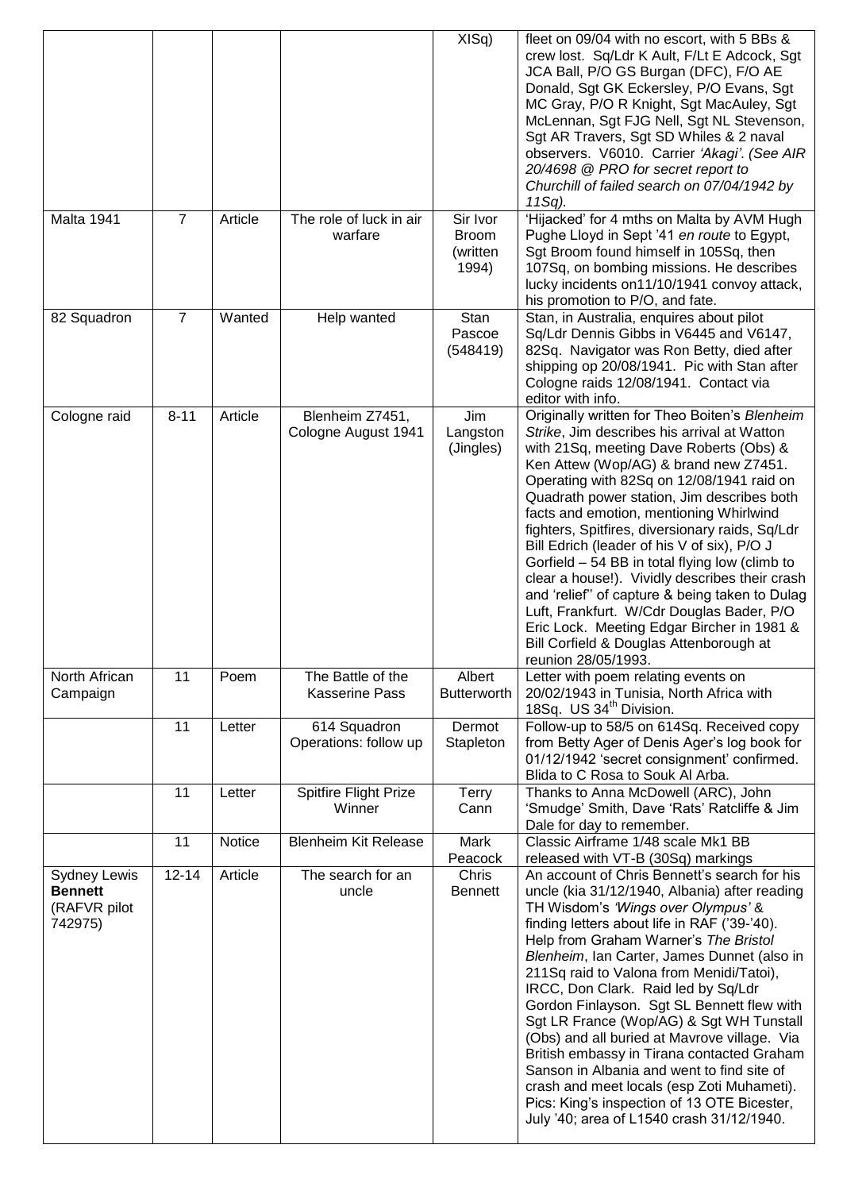| | | | | XISq) | fleet on 09/04 with no escort, with 5 BBs & crew lost. Sq/Ldr K Ault, F/Lt E Adcock, Sgt JCA Ball, P/O GS Burgan (DFC), F/O AE Donald, Sgt GK Eckersley, P/O Evans, Sgt MC Gray, P/O R Knight, Sgt MacAuley, Sgt McLennan, Sgt FJG Nell, Sgt NL Stevenson, Sgt AR Travers, Sgt SD Whiles & 2 naval observers. V6010. Carrier *'Akagi'*. *(See AIR 20/4698 @ PRO for secret report to Churchill of failed search on 07/04/1942 by 11Sq).* |
|---|---|---|---|---|---|
| Malta 1941 | 7 | Article | The role of luck in air warfare | Sir Ivor Broom (written 1994) | 'Hijacked' for 4 mths on Malta by AVM Hugh Pughe Lloyd in Sept '41 *en route* to Egypt, Sgt Broom found himself in 105Sq, then 107Sq, on bombing missions. He describes lucky incidents on11/10/1941 convoy attack, his promotion to P/O, and fate. |
| 82 Squadron | 7 | Wanted | Help wanted | Stan Pascoe (548419) | Stan, in Australia, enquires about pilot Sq/Ldr Dennis Gibbs in V6445 and V6147, 82Sq. Navigator was Ron Betty, died after shipping op 20/08/1941. Pic with Stan after Cologne raids 12/08/1941. Contact via editor with info. |
| Cologne raid | 8-11 | Article | Blenheim Z7451, Cologne August 1941 | Jim Langston (Jingles) | Originally written for Theo Boiten's *Blenheim Strike*, Jim describes his arrival at Watton with 21Sq, meeting Dave Roberts (Obs) & Ken Attew (Wop/AG) & brand new Z7451. Operating with 82Sq on 12/08/1941 raid on Quadrath power station, Jim describes both facts and emotion, mentioning Whirlwind fighters, Spitfires, diversionary raids, Sq/Ldr Bill Edrich (leader of his V of six), P/O J Gorfield – 54 BB in total flying low (climb to clear a house!). Vividly describes their crash and 'relief'' of capture & being taken to Dulag Luft, Frankfurt. W/Cdr Douglas Bader, P/O Eric Lock. Meeting Edgar Bircher in 1981 & Bill Corfield & Douglas Attenborough at reunion 28/05/1993. |
| North African Campaign | 11 | Poem | The Battle of the Kasserine Pass | Albert Butterworth | Letter with poem relating events on 20/02/1943 in Tunisia, North Africa with 18Sq. US 34th Division. |
| | 11 | Letter | 614 Squadron Operations: follow up | Dermot Stapleton | Follow-up to 58/5 on 614Sq. Received copy from Betty Ager of Denis Ager's log book for 01/12/1942 'secret consignment' confirmed. Blida to C Rosa to Souk Al Arba. |
| | 11 | Letter | Spitfire Flight Prize Winner | Terry Cann | Thanks to Anna McDowell (ARC), John 'Smudge' Smith, Dave 'Rats' Ratcliffe & Jim Dale for day to remember. |
| | 11 | Notice | Blenheim Kit Release | Mark Peacock | Classic Airframe 1/48 scale Mk1 BB released with VT-B (30Sq) markings |
| Sydney Lewis **Bennett** (RAFVR pilot 742975) | 12-14 | Article | The search for an uncle | Chris Bennett | An account of Chris Bennett's search for his uncle (kia 31/12/1940, Albania) after reading TH Wisdom's *'Wings over Olympus'* & finding letters about life in RAF ('39-'40). Help from Graham Warner's *The Bristol Blenheim*, Ian Carter, James Dunnet (also in 211Sq raid to Valona from Menidi/Tatoi), IRCC, Don Clark. Raid led by Sq/Ldr Gordon Finlayson. Sgt SL Bennett flew with Sgt LR France (Wop/AG) & Sgt WH Tunstall (Obs) and all buried at Mavrove village. Via British embassy in Tirana contacted Graham Sanson in Albania and went to find site of crash and meet locals (esp Zoti Muhameti). Pics: King's inspection of 13 OTE Bicester, July '40; area of L1540 crash 31/12/1940. |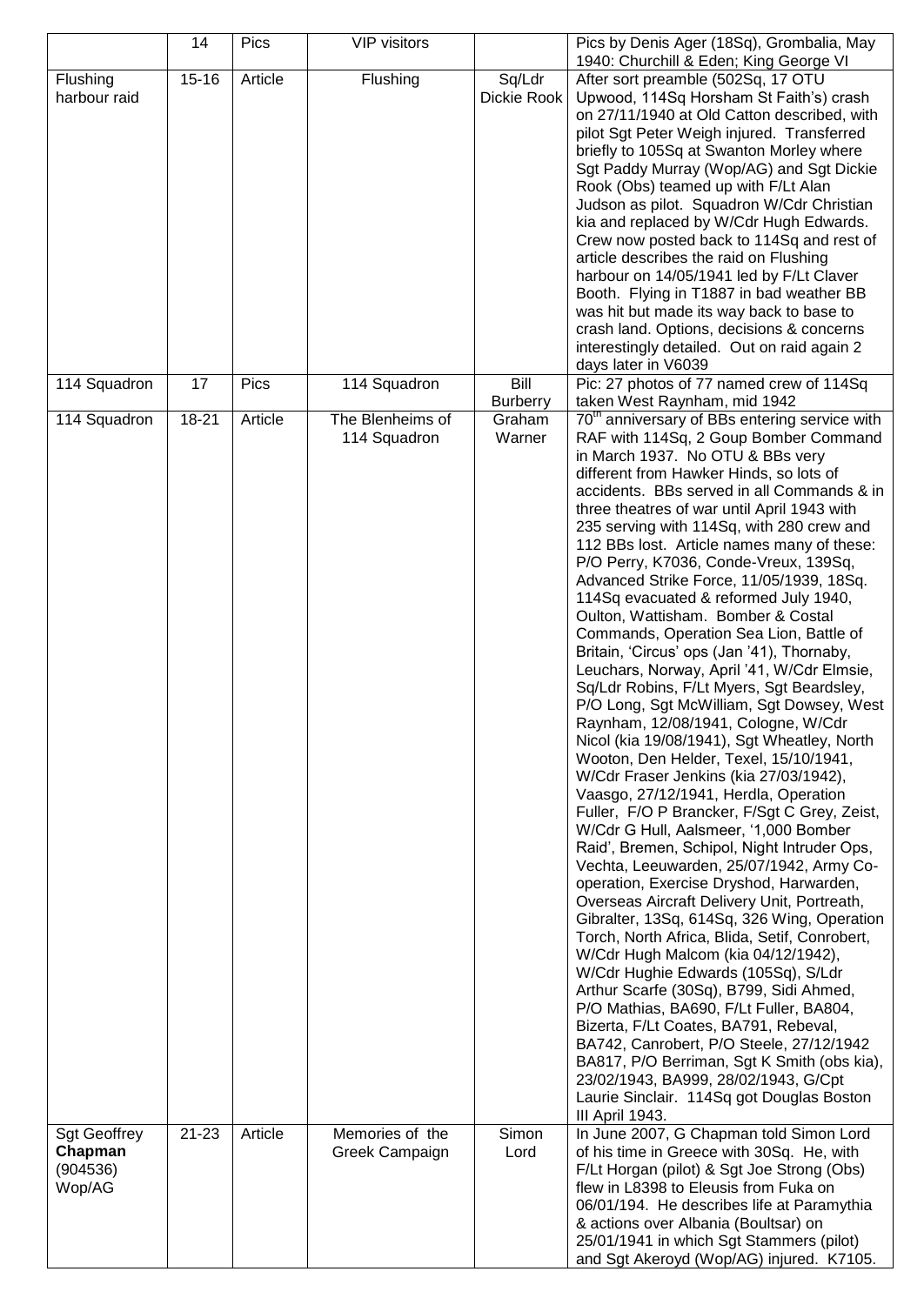|  | 14 | Pics | VIP visitors |  | Pics by Denis Ager (18Sq), Grombalia, May 1940: Churchill & Eden; King George VI |
|---|---|---|---|---|---|
| Flushing harbour raid | 15-16 | Article | Flushing | Sq/Ldr Dickie Rook | After sort preamble (502Sq, 17 OTU Upwood, 114Sq Horsham St Faith's) crash on 27/11/1940 at Old Catton described, with pilot Sgt Peter Weigh injured. Transferred briefly to 105Sq at Swanton Morley where Sgt Paddy Murray (Wop/AG) and Sgt Dickie Rook (Obs) teamed up with F/Lt Alan Judson as pilot. Squadron W/Cdr Christian kia and replaced by W/Cdr Hugh Edwards. Crew now posted back to 114Sq and rest of article describes the raid on Flushing harbour on 14/05/1941 led by F/Lt Claver Booth. Flying in T1887 in bad weather BB was hit but made its way back to base to crash land. Options, decisions & concerns interestingly detailed. Out on raid again 2 days later in V6039 |
| 114 Squadron | 17 | Pics | 114 Squadron | Bill Burberry | Pic: 27 photos of 77 named crew of 114Sq taken West Raynham, mid 1942 |
| 114 Squadron | 18-21 | Article | The Blenheims of 114 Squadron | Graham Warner | 70th anniversary of BBs entering service with RAF with 114Sq, 2 Goup Bomber Command in March 1937. No OTU & BBs very different from Hawker Hinds, so lots of accidents. BBs served in all Commands & in three theatres of war until April 1943 with 235 serving with 114Sq, with 280 crew and 112 BBs lost. Article names many of these: P/O Perry, K7036, Conde-Vreux, 139Sq, Advanced Strike Force, 11/05/1939, 18Sq. 114Sq evacuated & reformed July 1940, Oulton, Wattisham. Bomber & Costal Commands, Operation Sea Lion, Battle of Britain, 'Circus' ops (Jan '41), Thornaby, Leuchars, Norway, April '41, W/Cdr Elmsie, Sq/Ldr Robins, F/Lt Myers, Sgt Beardsley, P/O Long, Sgt McWilliam, Sgt Dowsey, West Raynham, 12/08/1941, Cologne, W/Cdr Nicol (kia 19/08/1941), Sgt Wheatley, North Wooton, Den Helder, Texel, 15/10/1941, W/Cdr Fraser Jenkins (kia 27/03/1942), Vaasgo, 27/12/1941, Herdla, Operation Fuller, F/O P Brancker, F/Sgt C Grey, Zeist, W/Cdr G Hull, Aalsmeer, '1,000 Bomber Raid', Bremen, Schipol, Night Intruder Ops, Vechta, Leeuwarden, 25/07/1942, Army Co-operation, Exercise Dryshod, Harwarden, Overseas Aircraft Delivery Unit, Portreath, Gibralter, 13Sq, 614Sq, 326 Wing, Operation Torch, North Africa, Blida, Setif, Conrobert, W/Cdr Hugh Malcom (kia 04/12/1942), W/Cdr Hughie Edwards (105Sq), S/Ldr Arthur Scarfe (30Sq), B799, Sidi Ahmed, P/O Mathias, BA690, F/Lt Fuller, BA804, Bizerta, F/Lt Coates, BA791, Rebeval, BA742, Canrobert, P/O Steele, 27/12/1942 BA817, P/O Berriman, Sgt K Smith (obs kia), 23/02/1943, BA999, 28/02/1943, G/Cpt Laurie Sinclair. 114Sq got Douglas Boston III April 1943. |
| Sgt Geoffrey **Chapman** (904536) Wop/AG | 21-23 | Article | Memories of the Greek Campaign | Simon Lord | In June 2007, G Chapman told Simon Lord of his time in Greece with 30Sq. He, with F/Lt Horgan (pilot) & Sgt Joe Strong (Obs) flew in L8398 to Eleusis from Fuka on 06/01/194. He describes life at Paramythia & actions over Albania (Boultsar) on 25/01/1941 in which Sgt Stammers (pilot) and Sgt Akeroyd (Wop/AG) injured. K7105. |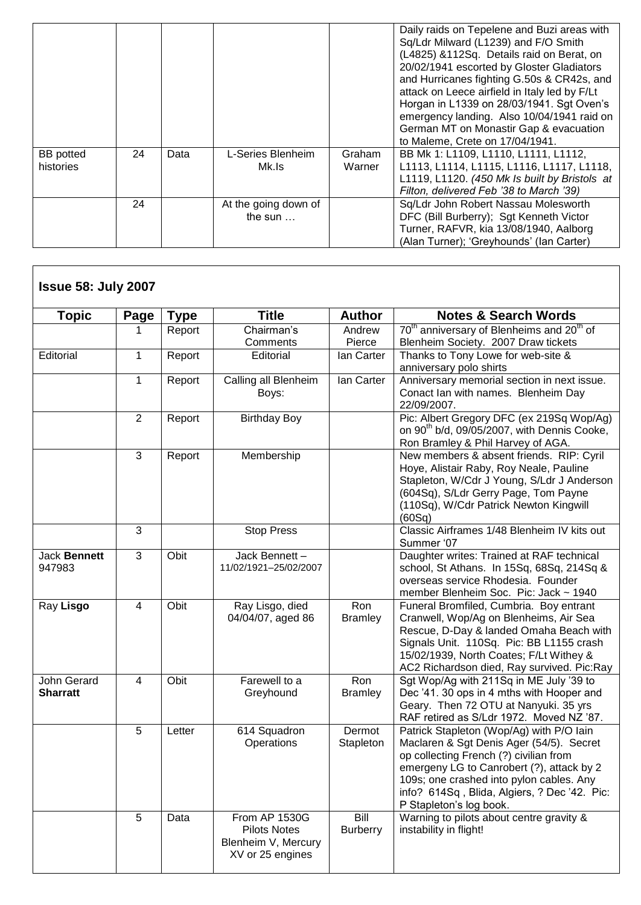| | | | | | |
|---|---|---|---|---|---|
| | | | | | Daily raids on Tepelene and Buzi areas with Sq/Ldr Milward (L1239) and F/O Smith (L4825) &112Sq. Details raid on Berat, on 20/02/1941 escorted by Gloster Gladiators and Hurricanes fighting G.50s & CR42s, and attack on Leece airfield in Italy led by F/Lt Horgan in L1339 on 28/03/1941. Sgt Oven's emergency landing. Also 10/04/1941 raid on German MT on Monastir Gap & evacuation to Maleme, Crete on 17/04/1941. |
| BB potted histories | 24 | Data | L-Series Blenheim Mk.Is | Graham Warner | BB Mk 1: L1109, L1110, L1111, L1112, L1113, L1114, L1115, L1116, L1117, L1118, L1119, L1120. *(450 Mk Is built by Bristols at Filton, delivered Feb '38 to March '39)* |
| | 24 | | At the going down of the sun … | | Sq/Ldr John Robert Nassau Molesworth DFC (Bill Burberry); Sgt Kenneth Victor Turner, RAFVR, kia 13/08/1940, Aalborg (Alan Turner); 'Greyhounds' (Ian Carter) |

## Issue 58: July 2007

| Topic | Page | Type | Title | Author | Notes & Search Words |
|---|---|---|---|---|---|
| | 1 | Report | Chairman's Comments | Andrew Pierce | 70th anniversary of Blenheims and 20th of Blenheim Society. 2007 Draw tickets |
| Editorial | 1 | Report | Editorial | Ian Carter | Thanks to Tony Lowe for web-site & anniversary polo shirts |
| | 1 | Report | Calling all Blenheim Boys: | Ian Carter | Anniversary memorial section in next issue. Conact Ian with names. Blenheim Day 22/09/2007. |
| | 2 | Report | Birthday Boy | | Pic: Albert Gregory DFC (ex 219Sq Wop/Ag) on 90th b/d, 09/05/2007, with Dennis Cooke, Ron Bramley & Phil Harvey of AGA. |
| | 3 | Report | Membership | | New members & absent friends. RIP: Cyril Hoye, Alistair Raby, Roy Neale, Pauline Stapleton, W/Cdr J Young, S/Ldr J Anderson (604Sq), S/Ldr Gerry Page, Tom Payne (110Sq), W/Cdr Patrick Newton Kingwill (60Sq) |
| | 3 | | Stop Press | | Classic Airframes 1/48 Blenheim IV kits out Summer '07 |
| Jack **Bennett** 947983 | 3 | Obit | Jack Bennett – 11/02/1921–25/02/2007 | | Daughter writes: Trained at RAF technical school, St Athans. In 15Sq, 68Sq, 214Sq & overseas service Rhodesia. Founder member Blenheim Soc. Pic: Jack ~ 1940 |
| Ray **Lisgo** | 4 | Obit | Ray Lisgo, died 04/04/07, aged 86 | Ron Bramley | Funeral Bromfiled, Cumbria. Boy entrant Cranwell, Wop/Ag on Blenheims, Air Sea Rescue, D-Day & landed Omaha Beach with Signals Unit. 110Sq. Pic: BB L1155 crash 15/02/1939, North Coates; F/Lt Withey & AC2 Richardson died, Ray survived. Pic:Ray |
| John Gerard **Sharratt** | 4 | Obit | Farewell to a Greyhound | Ron Bramley | Sgt Wop/Ag with 211Sq in ME July '39 to Dec '41. 30 ops in 4 mths with Hooper and Geary. Then 72 OTU at Nanyuki. 35 yrs RAF retired as S/Ldr 1972. Moved NZ '87. |
| | 5 | Letter | 614 Squadron Operations | Dermot Stapleton | Patrick Stapleton (Wop/Ag) with P/O Iain Maclaren & Sgt Denis Ager (54/5). Secret op collecting French (?) civilian from emergeny LG to Canrobert (?), attack by 2 109s; one crashed into pylon cables. Any info? 614Sq , Blida, Algiers, ? Dec '42. Pic: P Stapleton's log book. |
| | 5 | Data | From AP 1530G Pilots Notes Blenheim V, Mercury XV or 25 engines | Bill Burberry | Warning to pilots about centre gravity & instability in flight! |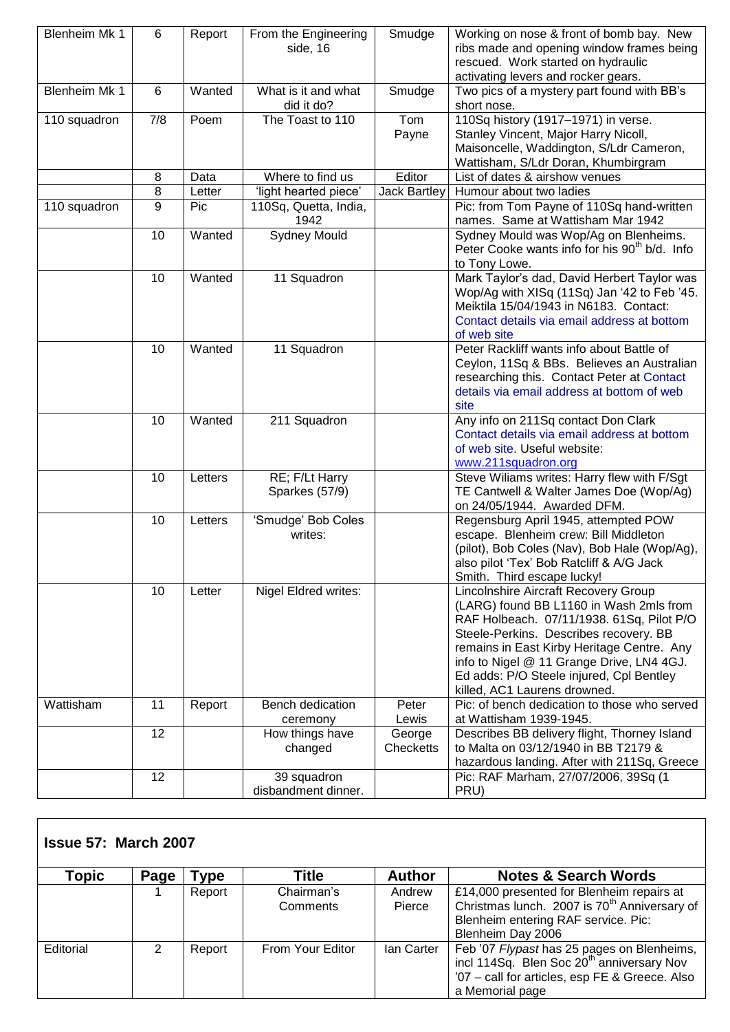| Topic | Page | Type | Title | Author | Notes & Search Words |
|---|---|---|---|---|---|
| Blenheim Mk 1 | 6 | Report | From the Engineering side, 16 | Smudge | Working on nose & front of bomb bay. New ribs made and opening window frames being rescued. Work started on hydraulic activating levers and rocker gears. |
| Blenheim Mk 1 | 6 | Wanted | What is it and what did it do? | Smudge | Two pics of a mystery part found with BB's short nose. |
| 110 squadron | 7/8 | Poem | The Toast to 110 | Tom Payne | 110Sq history (1917–1971) in verse. Stanley Vincent, Major Harry Nicoll, Maisoncelle, Waddington, S/Ldr Cameron, Wattisham, S/Ldr Doran, Khumbirgram |
| | 8 | Data | Where to find us | Editor | List of dates & airshow venues |
| | 8 | Letter | 'light hearted piece' | Jack Bartley | Humour about two ladies |
| 110 squadron | 9 | Pic | 110Sq, Quetta, India, 1942 | | Pic: from Tom Payne of 110Sq hand-written names. Same at Wattisham Mar 1942 |
| | 10 | Wanted | Sydney Mould | | Sydney Mould was Wop/Ag on Blenheims. Peter Cooke wants info for his 90th b/d. Info to Tony Lowe. |
| | 10 | Wanted | 11 Squadron | | Mark Taylor's dad, David Herbert Taylor was Wop/Ag with XISq (11Sq) Jan '42 to Feb '45. Meiktila 15/04/1943 in N6183. Contact: Contact details via email address at bottom of web site |
| | 10 | Wanted | 11 Squadron | | Peter Rackliff wants info about Battle of Ceylon, 11Sq & BBs. Believes an Australian researching this. Contact Peter at Contact details via email address at bottom of web site |
| | 10 | Wanted | 211 Squadron | | Any info on 211Sq contact Don Clark Contact details via email address at bottom of web site. Useful website: www.211squadron.org |
| | 10 | Letters | RE; F/Lt Harry Sparkes (57/9) | | Steve Wiliams writes: Harry flew with F/Sgt TE Cantwell & Walter James Doe (Wop/Ag) on 24/05/1944. Awarded DFM. |
| | 10 | Letters | 'Smudge' Bob Coles writes: | | Regensburg April 1945, attempted POW escape. Blenheim crew: Bill Middleton (pilot), Bob Coles (Nav), Bob Hale (Wop/Ag), also pilot 'Tex' Bob Ratcliff & A/G Jack Smith. Third escape lucky! |
| | 10 | Letter | Nigel Eldred writes: | | Lincolnshire Aircraft Recovery Group (LARG) found BB L1160 in Wash 2mls from RAF Holbeach. 07/11/1938. 61Sq, Pilot P/O Steele-Perkins. Describes recovery. BB remains in East Kirby Heritage Centre. Any info to Nigel @ 11 Grange Drive, LN4 4GJ. Ed adds: P/O Steele injured, Cpl Bentley killed, AC1 Laurens drowned. |
| Wattisham | 11 | Report | Bench dedication ceremony | Peter Lewis | Pic: of bench dedication to those who served at Wattisham 1939-1945. |
| | 12 | | How things have changed | George Checketts | Describes BB delivery flight, Thorney Island to Malta on 03/12/1940 in BB T2179 & hazardous landing. After with 211Sq, Greece |
| | 12 | | 39 squadron disbandment dinner. | | Pic: RAF Marham, 27/07/2006, 39Sq (1 PRU) |

## Issue 57: March 2007

| Topic | Page | Type | Title | Author | Notes & Search Words |
|---|---|---|---|---|---|
| | 1 | Report | Chairman's Comments | Andrew Pierce | £14,000 presented for Blenheim repairs at Christmas lunch. 2007 is 70th Anniversary of Blenheim entering RAF service. Pic: Blenheim Day 2006 |
| Editorial | 2 | Report | From Your Editor | Ian Carter | Feb '07 *Flypast* has 25 pages on Blenheims, incl 114Sq. Blen Soc 20th anniversary Nov '07 – call for articles, esp FE & Greece. Also a Memorial page |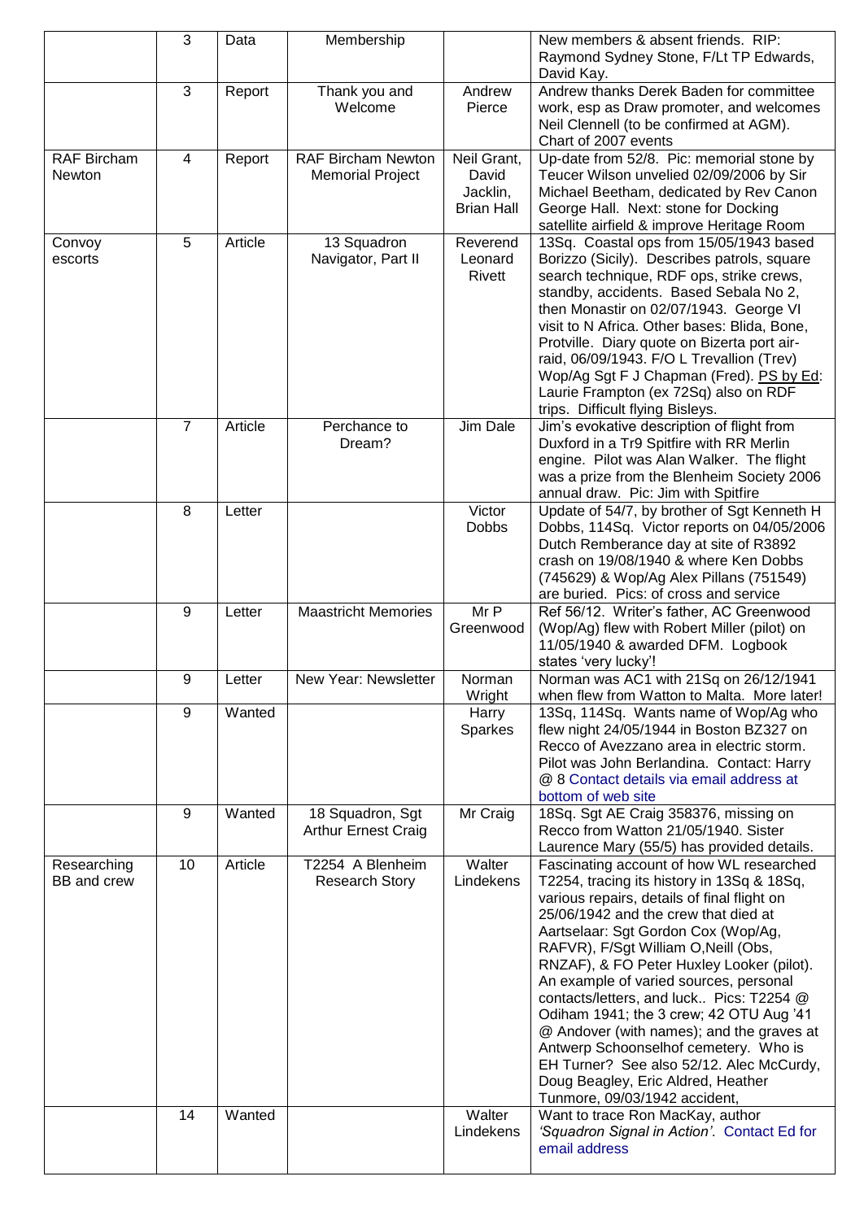|  | 3 | Data | Membership |  | New members & absent friends. RIP: Raymond Sydney Stone, F/Lt TP Edwards, David Kay. |
|---|---|---|---|---|---|
|  | 3 | Report | Thank you and Welcome | Andrew Pierce | Andrew thanks Derek Baden for committee work, esp as Draw promoter, and welcomes Neil Clennell (to be confirmed at AGM). Chart of 2007 events |
| RAF Bircham Newton | 4 | Report | RAF Bircham Newton Memorial Project | Neil Grant, David Jacklin, Brian Hall | Up-date from 52/8. Pic: memorial stone by Teucer Wilson unvelied 02/09/2006 by Sir Michael Beetham, dedicated by Rev Canon George Hall. Next: stone for Docking satellite airfield & improve Heritage Room |
| Convoy escorts | 5 | Article | 13 Squadron Navigator, Part II | Reverend Leonard Rivett | 13Sq. Coastal ops from 15/05/1943 based Borizzo (Sicily). Describes patrols, square search technique, RDF ops, strike crews, standby, accidents. Based Sebala No 2, then Monastir on 02/07/1943. George VI visit to N Africa. Other bases: Blida, Bone, Protville. Diary quote on Bizerta port air-raid, 06/09/1943. F/O L Trevallion (Trev) Wop/Ag Sgt F J Chapman (Fred). PS by Ed: Laurie Frampton (ex 72Sq) also on RDF trips. Difficult flying Bisleys. |
|  | 7 | Article | Perchance to Dream? | Jim Dale | Jim's evokative description of flight from Duxford in a Tr9 Spitfire with RR Merlin engine. Pilot was Alan Walker. The flight was a prize from the Blenheim Society 2006 annual draw. Pic: Jim with Spitfire |
|  | 8 | Letter |  | Victor Dobbs | Update of 54/7, by brother of Sgt Kenneth H Dobbs, 114Sq. Victor reports on 04/05/2006 Dutch Remberance day at site of R3892 crash on 19/08/1940 & where Ken Dobbs (745629) & Wop/Ag Alex Pillans (751549) are buried. Pics: of cross and service |
|  | 9 | Letter | Maastricht Memories | Mr P Greenwood | Ref 56/12. Writer's father, AC Greenwood (Wop/Ag) flew with Robert Miller (pilot) on 11/05/1940 & awarded DFM. Logbook states 'very lucky'! |
|  | 9 | Letter | New Year: Newsletter | Norman Wright | Norman was AC1 with 21Sq on 26/12/1941 when flew from Watton to Malta. More later! |
|  | 9 | Wanted |  | Harry Sparkes | 13Sq, 114Sq. Wants name of Wop/Ag who flew night 24/05/1944 in Boston BZ327 on Recco of Avezzano area in electric storm. Pilot was John Berlandina. Contact: Harry @ 8 Contact details via email address at bottom of web site |
|  | 9 | Wanted | 18 Squadron, Sgt Arthur Ernest Craig | Mr Craig | 18Sq. Sgt AE Craig 358376, missing on Recco from Watton 21/05/1940. Sister Laurence Mary (55/5) has provided details. |
| Researching BB and crew | 10 | Article | T2254 A Blenheim Research Story | Walter Lindekens | Fascinating account of how WL researched T2254, tracing its history in 13Sq & 18Sq, various repairs, details of final flight on 25/06/1942 and the crew that died at Aartselaar: Sgt Gordon Cox (Wop/Ag, RAFVR), F/Sgt William O,Neill (Obs, RNZAF), & FO Peter Huxley Looker (pilot). An example of varied sources, personal contacts/letters, and luck.. Pics: T2254 @ Odiham 1941; the 3 crew; 42 OTU Aug '41 @ Andover (with names); and the graves at Antwerp Schoonselhof cemetery. Who is EH Turner? See also 52/12. Alec McCurdy, Doug Beagley, Eric Aldred, Heather Tunmore, 09/03/1942 accident, |
|  | 14 | Wanted |  | Walter Lindekens | Want to trace Ron MacKay, author *'Squadron Signal in Action'*. Contact Ed for email address |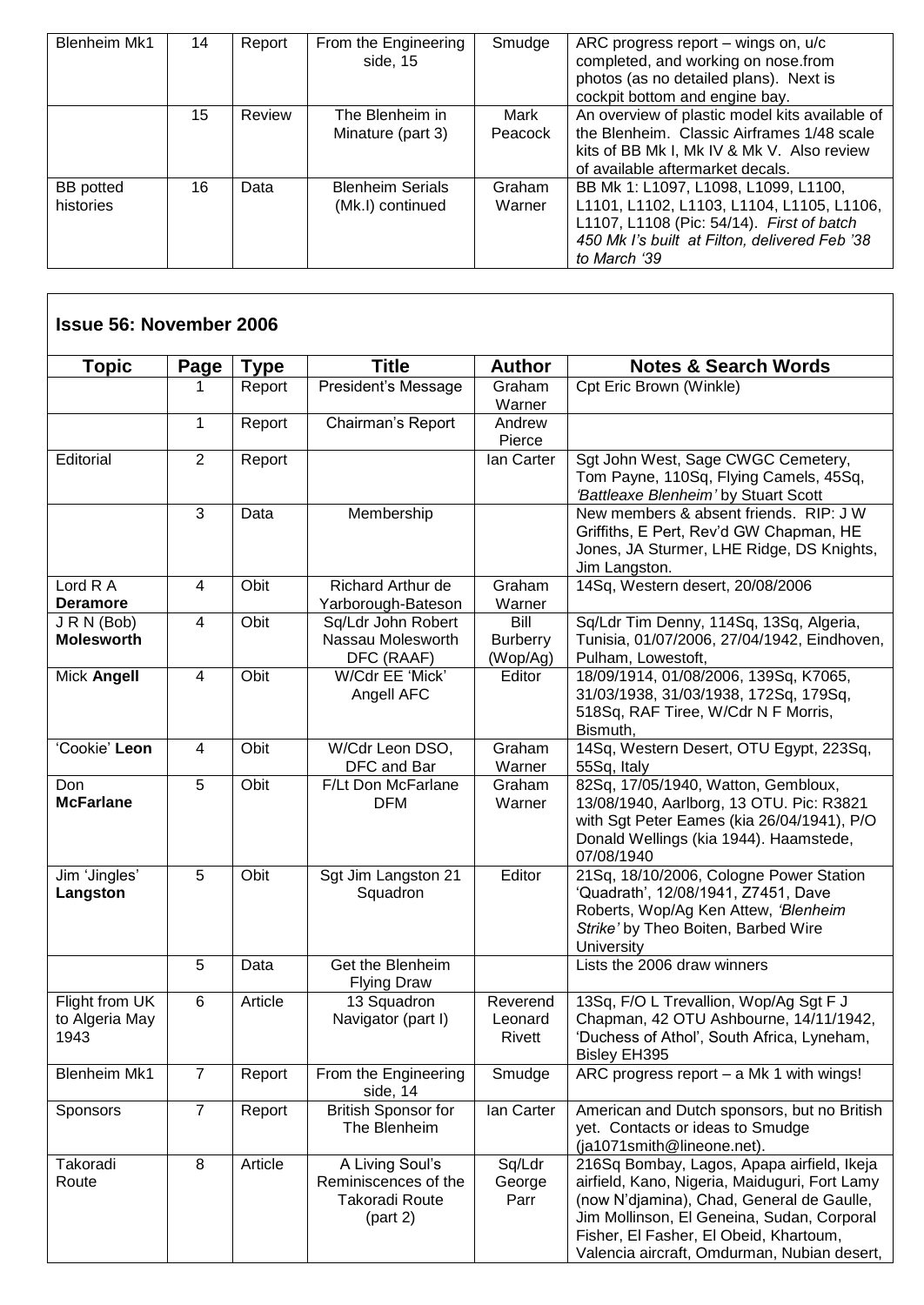| Blenheim Mk1 | 14 | Report | From the Engineering side, 15 | Smudge | ARC progress report – wings on, u/c completed, and working on nose.from photos (as no detailed plans). Next is cockpit bottom and engine bay. |
|---|---|---|---|---|---|
| | 15 | Review | The Blenheim in Minature (part 3) | Mark Peacock | An overview of plastic model kits available of the Blenheim. Classic Airframes 1/48 scale kits of BB Mk I, Mk IV & Mk V. Also review of available aftermarket decals. |
| BB potted histories | 16 | Data | Blenheim Serials (Mk.I) continued | Graham Warner | BB Mk 1: L1097, L1098, L1099, L1100, L1101, L1102, L1103, L1104, L1105, L1106, L1107, L1108 (Pic: 54/14). *First of batch 450 Mk I's built at Filton, delivered Feb '38 to March '39* |

## Issue 56: November 2006

| Topic | Page | Type | Title | Author | Notes & Search Words |
|---|---|---|---|---|---|
| | 1 | Report | President's Message | Graham Warner | Cpt Eric Brown (Winkle) |
| | 1 | Report | Chairman's Report | Andrew Pierce | |
| Editorial | 2 | Report | | Ian Carter | Sgt John West, Sage CWGC Cemetery, Tom Payne, 110Sq, Flying Camels, 45Sq, *'Battleaxe Blenheim'* by Stuart Scott |
| | 3 | Data | Membership | | New members & absent friends. RIP: J W Griffiths, E Pert, Rev'd GW Chapman, HE Jones, JA Sturmer, LHE Ridge, DS Knights, Jim Langston. |
| Lord R A **Deramore** | 4 | Obit | Richard Arthur de Yarborough-Bateson | Graham Warner | 14Sq, Western desert, 20/08/2006 |
| J R N (Bob) **Molesworth** | 4 | Obit | Sq/Ldr John Robert Nassau Molesworth DFC (RAAF) | Bill Burberry (Wop/Ag) | Sq/Ldr Tim Denny, 114Sq, 13Sq, Algeria, Tunisia, 01/07/2006, 27/04/1942, Eindhoven, Pulham, Lowestoft, |
| Mick **Angell** | 4 | Obit | W/Cdr EE 'Mick' Angell AFC | Editor | 18/09/1914, 01/08/2006, 139Sq, K7065, 31/03/1938, 31/03/1938, 172Sq, 179Sq, 518Sq, RAF Tiree, W/Cdr N F Morris, Bismuth, |
| 'Cookie' **Leon** | 4 | Obit | W/Cdr Leon DSO, DFC and Bar | Graham Warner | 14Sq, Western Desert, OTU Egypt, 223Sq, 55Sq, Italy |
| Don **McFarlane** | 5 | Obit | F/Lt Don McFarlane DFM | Graham Warner | 82Sq, 17/05/1940, Watton, Gembloux, 13/08/1940, Aarlborg, 13 OTU. Pic: R3821 with Sgt Peter Eames (kia 26/04/1941), P/O Donald Wellings (kia 1944). Haamstede, 07/08/1940 |
| Jim 'Jingles' **Langston** | 5 | Obit | Sgt Jim Langston 21 Squadron | Editor | 21Sq, 18/10/2006, Cologne Power Station 'Quadrath', 12/08/1941, Z7451, Dave Roberts, Wop/Ag Ken Attew, *'Blenheim Strike'* by Theo Boiten, Barbed Wire University |
| | 5 | Data | Get the Blenheim Flying Draw | | Lists the 2006 draw winners |
| Flight from UK to Algeria May 1943 | 6 | Article | 13 Squadron Navigator (part I) | Reverend Leonard Rivett | 13Sq, F/O L Trevallion, Wop/Ag Sgt F J Chapman, 42 OTU Ashbourne, 14/11/1942, 'Duchess of Athol', South Africa, Lyneham, Bisley EH395 |
| Blenheim Mk1 | 7 | Report | From the Engineering side, 14 | Smudge | ARC progress report – a Mk 1 with wings! |
| Sponsors | 7 | Report | British Sponsor for The Blenheim | Ian Carter | American and Dutch sponsors, but no British yet. Contacts or ideas to Smudge (ja1071smith@lineone.net). |
| Takoradi Route | 8 | Article | A Living Soul's Reminiscences of the Takoradi Route (part 2) | Sq/Ldr George Parr | 216Sq Bombay, Lagos, Apapa airfield, Ikeja airfield, Kano, Nigeria, Maiduguri, Fort Lamy (now N'djamina), Chad, General de Gaulle, Jim Mollinson, El Geneina, Sudan, Corporal Fisher, El Fasher, El Obeid, Khartoum, Valencia aircraft, Omdurman, Nubian desert, |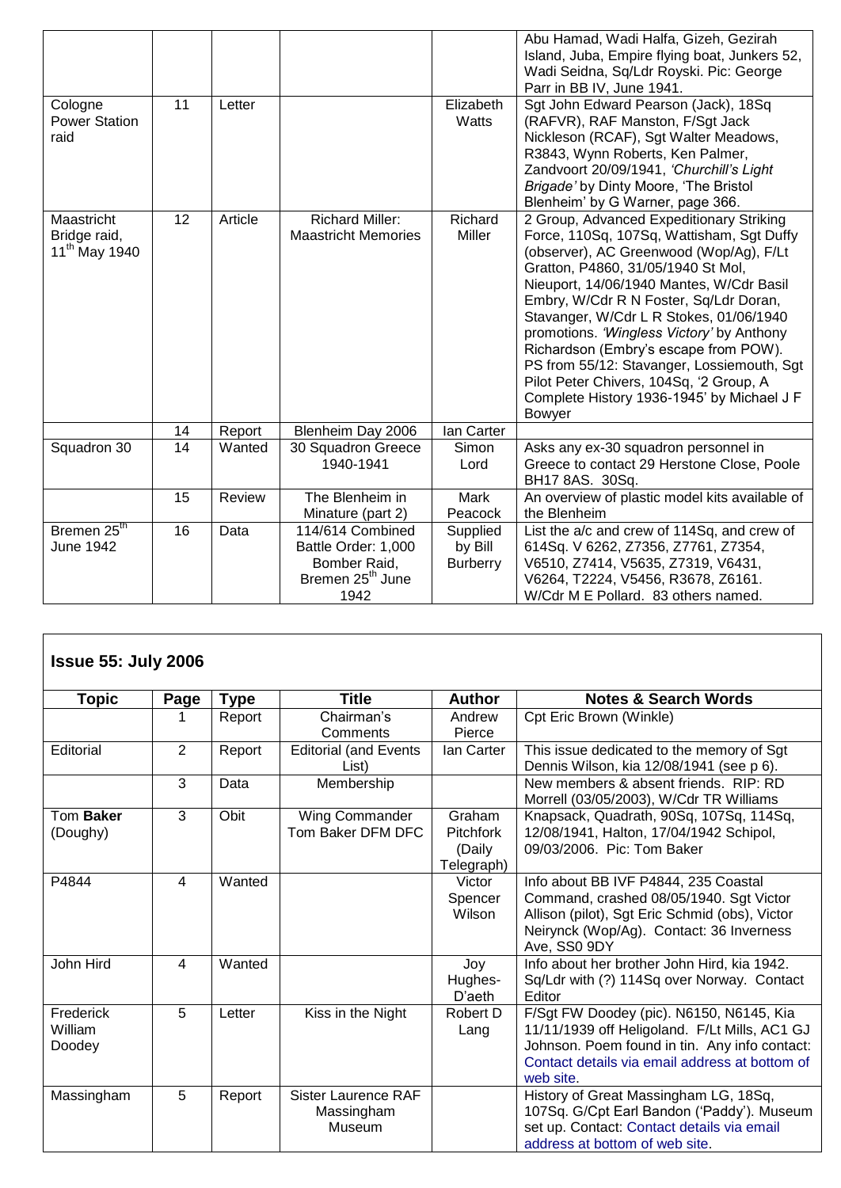| | | | | | |
|---|---|---|---|---|---|
| | | | | | Abu Hamad, Wadi Halfa, Gizeh, Gezirah Island, Juba, Empire flying boat, Junkers 52, Wadi Seidna, Sq/Ldr Royski. Pic: George Parr in BB IV, June 1941. |
| Cologne Power Station raid | 11 | Letter | | Elizabeth Watts | Sgt John Edward Pearson (Jack), 18Sq (RAFVR), RAF Manston, F/Sgt Jack Nickleson (RCAF), Sgt Walter Meadows, R3843, Wynn Roberts, Ken Palmer, Zandvoort 20/09/1941, *'Churchill's Light Brigade'* by Dinty Moore, 'The Bristol Blenheim' by G Warner, page 366. |
| Maastricht Bridge raid, 11th May 1940 | 12 | Article | Richard Miller: Maastricht Memories | Richard Miller | 2 Group, Advanced Expeditionary Striking Force, 110Sq, 107Sq, Wattisham, Sgt Duffy (observer), AC Greenwood (Wop/Ag), F/Lt Gratton, P4860, 31/05/1940 St Mol, Nieuport, 14/06/1940 Mantes, W/Cdr Basil Embry, W/Cdr R N Foster, Sq/Ldr Doran, Stavanger, W/Cdr L R Stokes, 01/06/1940 promotions. *'Wingless Victory'* by Anthony Richardson (Embry's escape from POW). PS from 55/12: Stavanger, Lossiemouth, Sgt Pilot Peter Chivers, 104Sq, '2 Group, A Complete History 1936-1945' by Michael J F Bowyer |
| | 14 | Report | Blenheim Day 2006 | Ian Carter | |
| Squadron 30 | 14 | Wanted | 30 Squadron Greece 1940-1941 | Simon Lord | Asks any ex-30 squadron personnel in Greece to contact 29 Herstone Close, Poole BH17 8AS. 30Sq. |
| | 15 | Review | The Blenheim in Minature (part 2) | Mark Peacock | An overview of plastic model kits available of the Blenheim |
| Bremen 25th June 1942 | 16 | Data | 114/614 Combined Battle Order: 1,000 Bomber Raid, Bremen 25th June 1942 | Supplied by Bill Burberry | List the a/c and crew of 114Sq, and crew of 614Sq. V 6262, Z7356, Z7761, Z7354, V6510, Z7414, V5635, Z7319, V6431, V6264, T2224, V5456, R3678, Z6161. W/Cdr M E Pollard. 83 others named. |

## Issue 55: July 2006

| Topic | Page | Type | Title | Author | Notes & Search Words |
|---|---|---|---|---|---|
| | 1 | Report | Chairman's Comments | Andrew Pierce | Cpt Eric Brown (Winkle) |
| Editorial | 2 | Report | Editorial (and Events List) | Ian Carter | This issue dedicated to the memory of Sgt Dennis Wilson, kia 12/08/1941 (see p 6). |
| | 3 | Data | Membership | | New members & absent friends. RIP: RD Morrell (03/05/2003), W/Cdr TR Williams |
| Tom **Baker** (Doughy) | 3 | Obit | Wing Commander Tom Baker DFM DFC | Graham Pitchfork (Daily Telegraph) | Knapsack, Quadrath, 90Sq, 107Sq, 114Sq, 12/08/1941, Halton, 17/04/1942 Schipol, 09/03/2006. Pic: Tom Baker |
| P4844 | 4 | Wanted | | Victor Spencer Wilson | Info about BB IVF P4844, 235 Coastal Command, crashed 08/05/1940. Sgt Victor Allison (pilot), Sgt Eric Schmid (obs), Victor Neirynck (Wop/Ag). Contact: 36 Inverness Ave, SS0 9DY |
| John Hird | 4 | Wanted | | Joy Hughes-D'aeth | Info about her brother John Hird, kia 1942. Sq/Ldr with (?) 114Sq over Norway. Contact Editor |
| Frederick William Doodey | 5 | Letter | Kiss in the Night | Robert D Lang | F/Sgt FW Doodey (pic). N6150, N6145, Kia 11/11/1939 off Heligoland. F/Lt Mills, AC1 GJ Johnson. Poem found in tin. Any info contact: Contact details via email address at bottom of web site. |
| Massingham | 5 | Report | Sister Laurence RAF Massingham Museum | | History of Great Massingham LG, 18Sq, 107Sq. G/Cpt Earl Bandon ('Paddy'). Museum set up. Contact: Contact details via email address at bottom of web site. |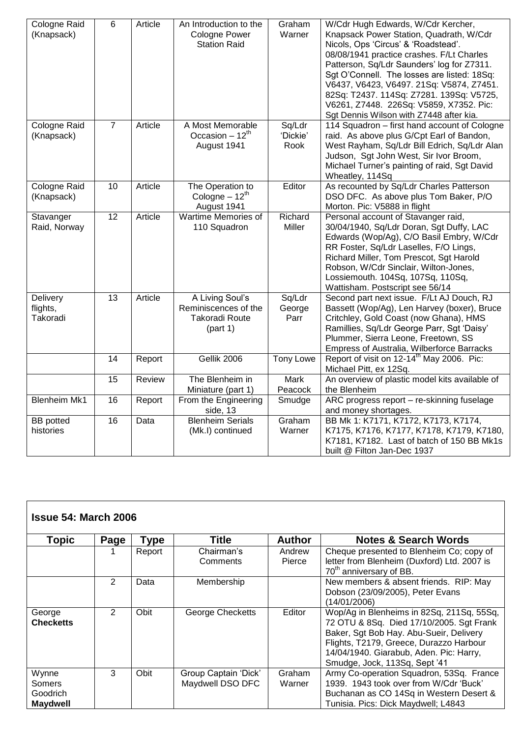| Cologne Raid (Knapsack) | 6 | Article | An Introduction to the Cologne Power Station Raid | Graham Warner | W/Cdr Hugh Edwards, W/Cdr Kercher, Knapsack Power Station, Quadrath, W/Cdr Nicols, Ops 'Circus' & 'Roadstead'. 08/08/1941 practice crashes. F/Lt Charles Patterson, Sq/Ldr Saunders' log for Z7311. Sgt O'Connell. The losses are listed: 18Sq: V6437, V6423, V6497. 21Sq: V5874, Z7451. 82Sq: T2437. 114Sq: Z7281. 139Sq: V5725, V6261, Z7448. 226Sq: V5859, X7352. Pic: Sgt Dennis Wilson with Z7448 after kia. |
|---|---|---|---|---|---|
| Cologne Raid (Knapsack) | 7 | Article | A Most Memorable Occasion – 12th August 1941 | Sq/Ldr 'Dickie' Rook | 114 Squadron – first hand account of Cologne raid. As above plus G/Cpt Earl of Bandon, West Rayham, Sq/Ldr Bill Edrich, Sq/Ldr Alan Judson, Sgt John West, Sir Ivor Broom, Michael Turner's painting of raid, Sgt David Wheatley, 114Sq |
| Cologne Raid (Knapsack) | 10 | Article | The Operation to Cologne – 12th August 1941 | Editor | As recounted by Sq/Ldr Charles Patterson DSO DFC. As above plus Tom Baker, P/O Morton. Pic: V5888 in flight |
| Stavanger Raid, Norway | 12 | Article | Wartime Memories of 110 Squadron | Richard Miller | Personal account of Stavanger raid, 30/04/1940, Sq/Ldr Doran, Sgt Duffy, LAC Edwards (Wop/Ag), C/O Basil Embry, W/Cdr RR Foster, Sq/Ldr Laselles, F/O Lings, Richard Miller, Tom Prescot, Sgt Harold Robson, W/Cdr Sinclair, Wilton-Jones, Lossiemouth. 104Sq, 107Sq, 110Sq, Wattisham. Postscript see 56/14 |
| Delivery flights, Takoradi | 13 | Article | A Living Soul's Reminiscences of the Takoradi Route (part 1) | Sq/Ldr George Parr | Second part next issue. F/Lt AJ Douch, RJ Bassett (Wop/Ag), Len Harvey (boxer), Bruce Critchley, Gold Coast (now Ghana), HMS Ramillies, Sq/Ldr George Parr, Sgt 'Daisy' Plummer, Sierra Leone, Freetown, SS Empress of Australia, Wilberforce Barracks |
| | 14 | Report | Gellik 2006 | Tony Lowe | Report of visit on 12-14th May 2006. Pic: Michael Pitt, ex 12Sq. |
| | 15 | Review | The Blenheim in Miniature (part 1) | Mark Peacock | An overview of plastic model kits available of the Blenheim |
| Blenheim Mk1 | 16 | Report | From the Engineering side, 13 | Smudge | ARC progress report – re-skinning fuselage and money shortages. |
| BB potted histories | 16 | Data | Blenheim Serials (Mk.I) continued | Graham Warner | BB Mk 1: K7171, K7172, K7173, K7174, K7175, K7176, K7177, K7178, K7179, K7180, K7181, K7182. Last of batch of 150 BB Mk1s built @ Filton Jan-Dec 1937 |

**Issue 54: March 2006**

| Topic | Page | Type | Title | Author | Notes & Search Words |
|---|---|---|---|---|---|
| | 1 | Report | Chairman's Comments | Andrew Pierce | Cheque presented to Blenheim Co; copy of letter from Blenheim (Duxford) Ltd. 2007 is 70th anniversary of BB. |
| | 2 | Data | Membership | | New members & absent friends. RIP: May Dobson (23/09/2005), Peter Evans (14/01/2006) |
| George **Checketts** | 2 | Obit | George Checketts | Editor | Wop/Ag in Blenheims in 82Sq, 211Sq, 55Sq, 72 OTU & 8Sq. Died 17/10/2005. Sgt Frank Baker, Sgt Bob Hay. Abu-Sueir, Delivery Flights, T2179, Greece, Durazzo Harbour 14/04/1940. Giarabub, Aden. Pic: Harry, Smudge, Jock, 113Sq, Sept '41 |
| Wynne Somers Goodrich **Maydwell** | 3 | Obit | Group Captain 'Dick' Maydwell DSO DFC | Graham Warner | Army Co-operation Squadron, 53Sq. France 1939. 1943 took over from W/Cdr 'Buck' Buchanan as CO 14Sq in Western Desert & Tunisia. Pics: Dick Maydwell; L4843 |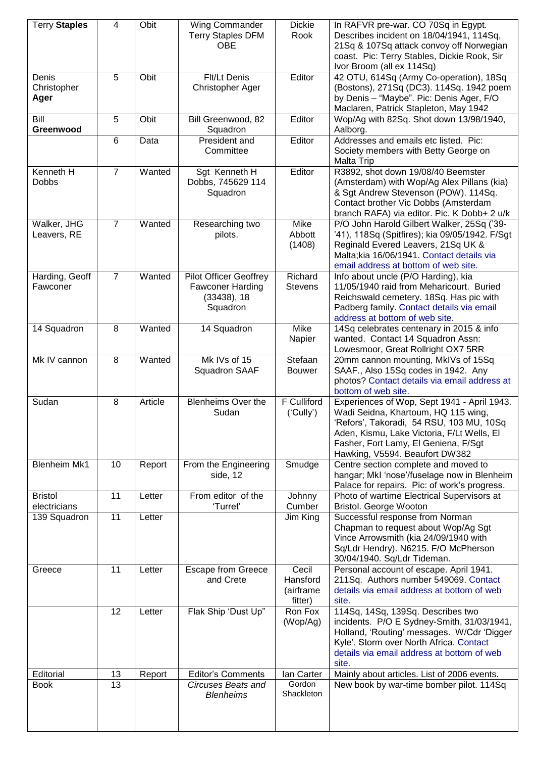| Terry **Staples** | 4 | Obit | Wing Commander Terry Staples DFM OBE | Dickie Rook | In RAFVR pre-war. CO 70Sq in Egypt. Describes incident on 18/04/1941, 114Sq, 21Sq & 107Sq attack convoy off Norwegian coast. Pic: Terry Stables, Dickie Rook, Sir Ivor Broom (all ex 114Sq) |
|---|---|---|---|---|---|
| Denis Christopher **Ager** | 5 | Obit | Flt/Lt Denis Christopher Ager | Editor | 42 OTU, 614Sq (Army Co-operation), 18Sq (Bostons), 271Sq (DC3). 114Sq. 1942 poem by Denis – "Maybe". Pic: Denis Ager, F/O Maclaren, Patrick Stapleton, May 1942 |
| Bill **Greenwood** | 5 | Obit | Bill Greenwood, 82 Squadron | Editor | Wop/Ag with 82Sq. Shot down 13/98/1940, Aalborg. |
| | 6 | Data | President and Committee | Editor | Addresses and emails etc listed. Pic: Society members with Betty George on Malta Trip |
| Kenneth H Dobbs | 7 | Wanted | Sgt Kenneth H Dobbs, 745629 114 Squadron | Editor | R3892, shot down 19/08/40 Beemster (Amsterdam) with Wop/Ag Alex Pillans (kia) & Sgt Andrew Stevenson (POW). 114Sq. Contact brother Vic Dobbs (Amsterdam branch RAFA) via editor. Pic. K Dobb+ 2 u/k |
| Walker, JHG Leavers, RE | 7 | Wanted | Researching two pilots. | Mike Abbott (1408) | P/O John Harold Gilbert Walker, 25Sq ('39-'41), 118Sq (Spitfires); kia 09/05/1942. F/Sgt Reginald Evered Leavers, 21Sq UK & Malta;kia 16/06/1941. Contact details via email address at bottom of web site. |
| Harding, Geoff Fawconer | 7 | Wanted | Pilot Officer Geoffrey Fawconer Harding (33438), 18 Squadron | Richard Stevens | Info about uncle (P/O Harding), kia 11/05/1940 raid from Meharicourt. Buried Reichswald cemetery. 18Sq. Has pic with Padberg family. Contact details via email address at bottom of web site. |
| 14 Squadron | 8 | Wanted | 14 Squadron | Mike Napier | 14Sq celebrates centenary in 2015 & info wanted. Contact 14 Squadron Assn: Lowesmoor, Great Rollright OX7 5RR |
| Mk IV cannon | 8 | Wanted | Mk IVs of 15 Squadron SAAF | Stefaan Bouwer | 20mm cannon mounting, MkIVs of 15Sq SAAF., Also 15Sq codes in 1942. Any photos? Contact details via email address at bottom of web site. |
| Sudan | 8 | Article | Blenheims Over the Sudan | F Culliford ('Cully') | Experiences of Wop, Sept 1941 - April 1943. Wadi Seidna, Khartoum, HQ 115 wing, 'Refors', Takoradi, 54 RSU, 103 MU, 10Sq Aden, Kismu, Lake Victoria, F/Lt Wells, El Fasher, Fort Lamy, El Geniena, F/Sgt Hawking, V5594. Beaufort DW382 |
| Blenheim Mk1 | 10 | Report | From the Engineering side, 12 | Smudge | Centre section complete and moved to hangar; MkI 'nose'/fuselage now in Blenheim Palace for repairs. Pic: of work's progress. |
| Bristol electricians | 11 | Letter | From editor of the 'Turret' | Johnny Cumber | Photo of wartime Electrical Supervisors at Bristol. George Wooton |
| 139 Squadron | 11 | Letter | | Jim King | Successful response from Norman Chapman to request about Wop/Ag Sgt Vince Arrowsmith (kia 24/09/1940 with Sq/Ldr Hendry). N6215. F/O McPherson 30/04/1940. Sq/Ldr Tideman. |
| Greece | 11 | Letter | Escape from Greece and Crete | Cecil Hansford (airframe fitter) | Personal account of escape. April 1941. 211Sq. Authors number 549069. Contact details via email address at bottom of web site. |
| | 12 | Letter | Flak Ship 'Dust Up" | Ron Fox (Wop/Ag) | 114Sq, 14Sq, 139Sq. Describes two incidents. P/O E Sydney-Smith, 31/03/1941, Holland, 'Routing' messages. W/Cdr 'Digger Kyle'. Storm over North Africa. Contact details via email address at bottom of web site. |
| Editorial | 13 | Report | Editor's Comments | Ian Carter | Mainly about articles. List of 2006 events. |
| Book | 13 | | *Circuses Beats and Blenheims* | Gordon Shackleton | New book by war-time bomber pilot. 114Sq |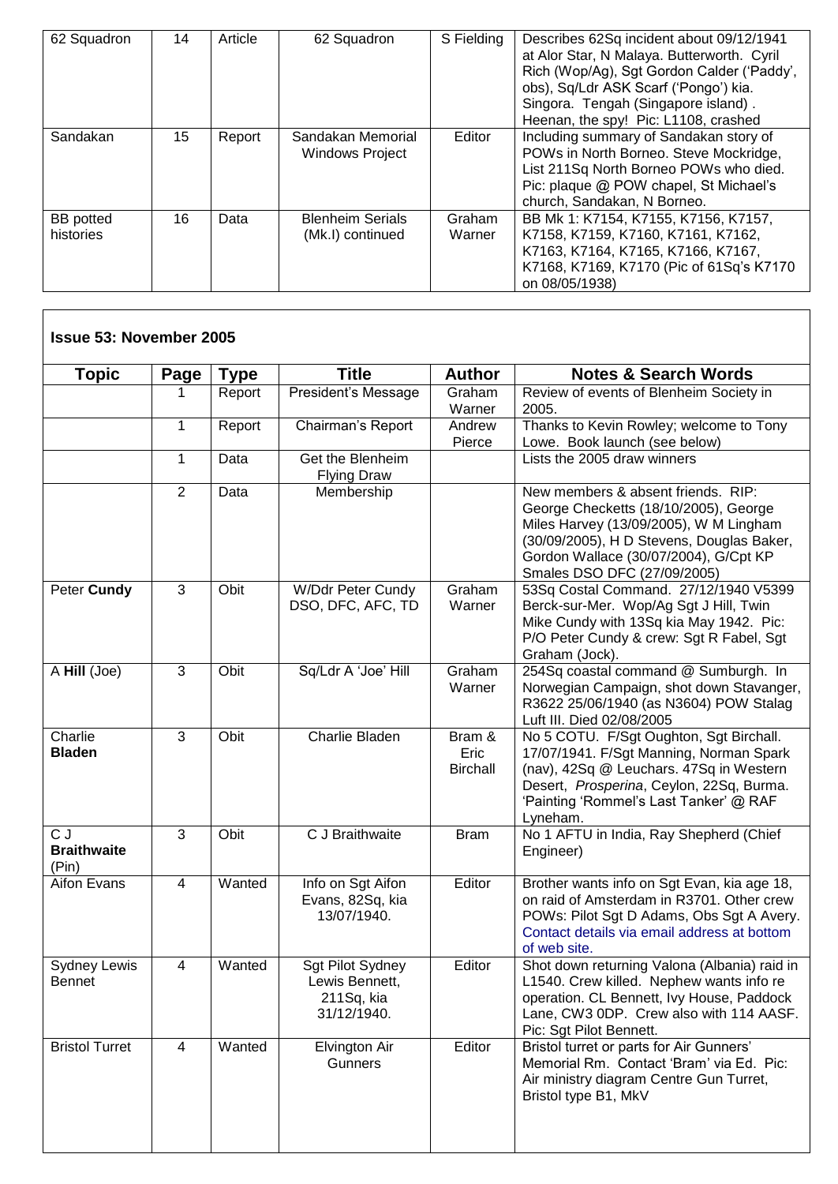| 62 Squadron | 14 | Article | 62 Squadron | S Fielding | Describes 62Sq incident about 09/12/1941 at Alor Star, N Malaya. Butterworth. Cyril Rich (Wop/Ag), Sgt Gordon Calder ('Paddy', obs), Sq/Ldr ASK Scarf ('Pongo') kia. Singora. Tengah (Singapore island) . Heenan, the spy! Pic: L1108, crashed |
|---|---|---|---|---|---|
| Sandakan | 15 | Report | Sandakan Memorial Windows Project | Editor | Including summary of Sandakan story of POWs in North Borneo. Steve Mockridge, List 211Sq North Borneo POWs who died. Pic: plaque @ POW chapel, St Michael's church, Sandakan, N Borneo. |
| BB potted histories | 16 | Data | Blenheim Serials (Mk.I) continued | Graham Warner | BB Mk 1: K7154, K7155, K7156, K7157, K7158, K7159, K7160, K7161, K7162, K7163, K7164, K7165, K7166, K7167, K7168, K7169, K7170 (Pic of 61Sq's K7170 on 08/05/1938) |

## Issue 53: November 2005

| Topic | Page | Type | Title | Author | Notes & Search Words |
|---|---|---|---|---|---|
| | 1 | Report | President's Message | Graham Warner | Review of events of Blenheim Society in 2005. |
| | 1 | Report | Chairman's Report | Andrew Pierce | Thanks to Kevin Rowley; welcome to Tony Lowe. Book launch (see below) |
| | 1 | Data | Get the Blenheim Flying Draw | | Lists the 2005 draw winners |
| | 2 | Data | Membership | | New members & absent friends. RIP: George Checketts (18/10/2005), George Miles Harvey (13/09/2005), W M Lingham (30/09/2005), H D Stevens, Douglas Baker, Gordon Wallace (30/07/2004), G/Cpt KP Smales DSO DFC (27/09/2005) |
| Peter **Cundy** | 3 | Obit | W/Ddr Peter Cundy DSO, DFC, AFC, TD | Graham Warner | 53Sq Costal Command. 27/12/1940 V5399 Berck-sur-Mer. Wop/Ag Sgt J Hill, Twin Mike Cundy with 13Sq kia May 1942. Pic: P/O Peter Cundy & crew: Sgt R Fabel, Sgt Graham (Jock). |
| A **Hill** (Joe) | 3 | Obit | Sq/Ldr A 'Joe' Hill | Graham Warner | 254Sq coastal command @ Sumburgh. In Norwegian Campaign, shot down Stavanger, R3622 25/06/1940 (as N3604) POW Stalag Luft III. Died 02/08/2005 |
| Charlie **Bladen** | 3 | Obit | Charlie Bladen | Bram & Eric Birchall | No 5 COTU. F/Sgt Oughton, Sgt Birchall. 17/07/1941. F/Sgt Manning, Norman Spark (nav), 42Sq @ Leuchars. 47Sq in Western Desert, *Prosperina*, Ceylon, 22Sq, Burma. 'Painting 'Rommel's Last Tanker' @ RAF Lyneham. |
| C J **Braithwaite** (Pin) | 3 | Obit | C J Braithwaite | Bram | No 1 AFTU in India, Ray Shepherd (Chief Engineer) |
| Aifon Evans | 4 | Wanted | Info on Sgt Aifon Evans, 82Sq, kia 13/07/1940. | Editor | Brother wants info on Sgt Evan, kia age 18, on raid of Amsterdam in R3701. Other crew POWs: Pilot Sgt D Adams, Obs Sgt A Avery. Contact details via email address at bottom of web site. |
| Sydney Lewis Bennet | 4 | Wanted | Sgt Pilot Sydney Lewis Bennett, 211Sq, kia 31/12/1940. | Editor | Shot down returning Valona (Albania) raid in L1540. Crew killed. Nephew wants info re operation. CL Bennett, Ivy House, Paddock Lane, CW3 0DP. Crew also with 114 AASF. Pic: Sgt Pilot Bennett. |
| Bristol Turret | 4 | Wanted | Elvington Air Gunners | Editor | Bristol turret or parts for Air Gunners' Memorial Rm. Contact 'Bram' via Ed. Pic: Air ministry diagram Centre Gun Turret, Bristol type B1, MkV |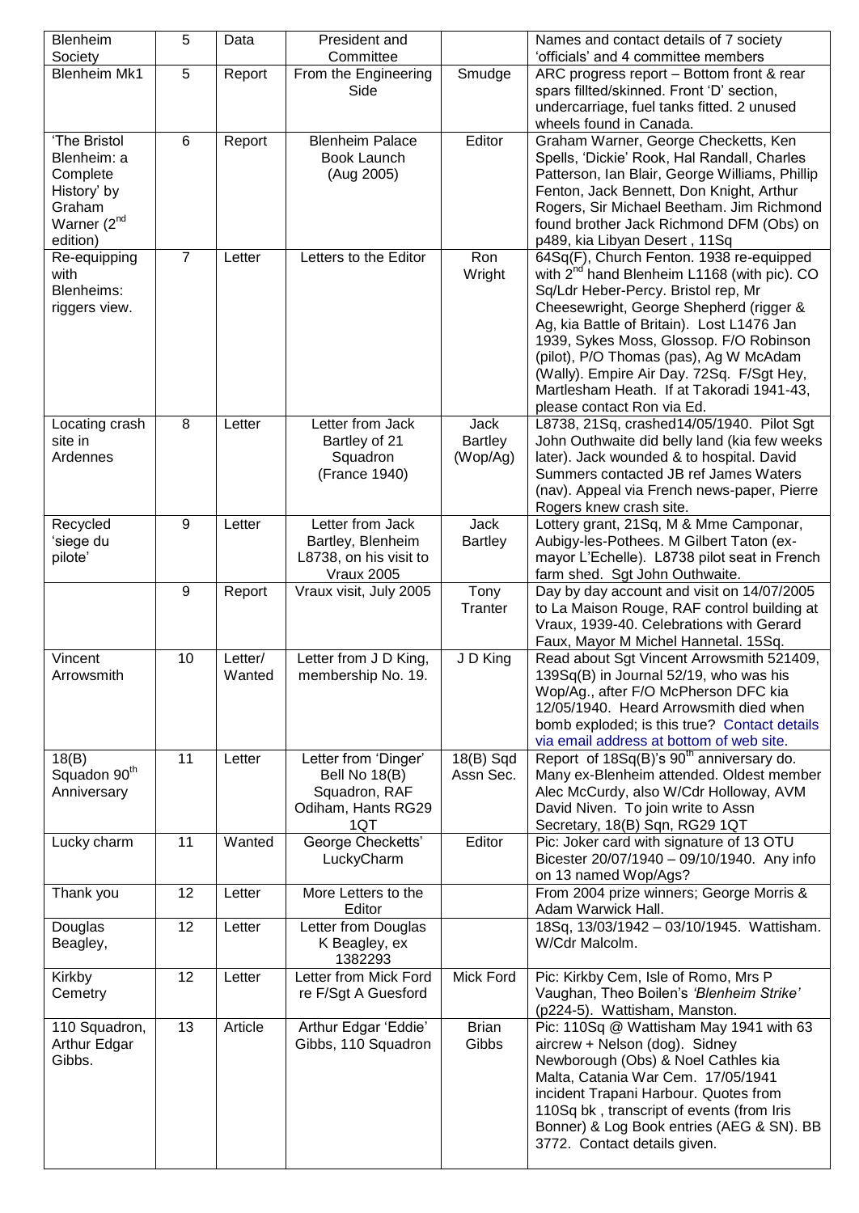| Blenheim Society | 5 | Data | President and Committee | | Names and contact details of 7 society 'officials' and 4 committee members |
|---|---|---|---|---|---|
| Blenheim Mk1 | 5 | Report | From the Engineering Side | Smudge | ARC progress report – Bottom front & rear spars fillted/skinned. Front 'D' section, undercarriage, fuel tanks fitted. 2 unused wheels found in Canada. |
| 'The Bristol Blenheim: a Complete History' by Graham Warner (2nd edition) | 6 | Report | Blenheim Palace Book Launch (Aug 2005) | Editor | Graham Warner, George Checketts, Ken Spells, 'Dickie' Rook, Hal Randall, Charles Patterson, Ian Blair, George Williams, Phillip Fenton, Jack Bennett, Don Knight, Arthur Rogers, Sir Michael Beetham. Jim Richmond found brother Jack Richmond DFM (Obs) on p489, kia Libyan Desert , 11Sq |
| Re-equipping with Blenheims: riggers view. | 7 | Letter | Letters to the Editor | Ron Wright | 64Sq(F), Church Fenton. 1938 re-equipped with 2nd hand Blenheim L1168 (with pic). CO Sq/Ldr Heber-Percy. Bristol rep, Mr Cheesewright, George Shepherd (rigger & Ag, kia Battle of Britain). Lost L1476 Jan 1939, Sykes Moss, Glossop. F/O Robinson (pilot), P/O Thomas (pas), Ag W McAdam (Wally). Empire Air Day. 72Sq. F/Sgt Hey, Martlesham Heath. If at Takoradi 1941-43, please contact Ron via Ed. |
| Locating crash site in Ardennes | 8 | Letter | Letter from Jack Bartley of 21 Squadron (France 1940) | Jack Bartley (Wop/Ag) | L8738, 21Sq, crashed14/05/1940. Pilot Sgt John Outhwaite did belly land (kia few weeks later). Jack wounded & to hospital. David Summers contacted JB ref James Waters (nav). Appeal via French news-paper, Pierre Rogers knew crash site. |
| Recycled 'siege du pilote' | 9 | Letter | Letter from Jack Bartley, Blenheim L8738, on his visit to Vraux 2005 | Jack Bartley | Lottery grant, 21Sq, M & Mme Camponar, Aubigy-les-Pothees. M Gilbert Taton (ex-mayor L'Echelle). L8738 pilot seat in French farm shed. Sgt John Outhwaite. |
| | 9 | Report | Vraux visit, July 2005 | Tony Tranter | Day by day account and visit on 14/07/2005 to La Maison Rouge, RAF control building at Vraux, 1939-40. Celebrations with Gerard Faux, Mayor M Michel Hannetal. 15Sq. |
| Vincent Arrowsmith | 10 | Letter/ Wanted | Letter from J D King, membership No. 19. | J D King | Read about Sgt Vincent Arrowsmith 521409, 139Sq(B) in Journal 52/19, who was his Wop/Ag., after F/O McPherson DFC kia 12/05/1940. Heard Arrowsmith died when bomb exploded; is this true? Contact details via email address at bottom of web site. |
| 18(B) Squadon 90th Anniversary | 11 | Letter | Letter from 'Dinger' Bell No 18(B) Squadron, RAF Odiham, Hants RG29 1QT | 18(B) Sqd Assn Sec. | Report of 18Sq(B)'s 90th anniversary do. Many ex-Blenheim attended. Oldest member Alec McCurdy, also W/Cdr Holloway, AVM David Niven. To join write to Assn Secretary, 18(B) Sqn, RG29 1QT |
| Lucky charm | 11 | Wanted | George Checketts' LuckyCharm | Editor | Pic: Joker card with signature of 13 OTU Bicester 20/07/1940 – 09/10/1940. Any info on 13 named Wop/Ags? |
| Thank you | 12 | Letter | More Letters to the Editor | | From 2004 prize winners; George Morris & Adam Warwick Hall. |
| Douglas Beagley, | 12 | Letter | Letter from Douglas K Beagley, ex 1382293 | | 18Sq, 13/03/1942 – 03/10/1945. Wattisham. W/Cdr Malcolm. |
| Kirkby Cemetry | 12 | Letter | Letter from Mick Ford re F/Sgt A Guesford | Mick Ford | Pic: Kirkby Cem, Isle of Romo, Mrs P Vaughan, Theo Boilen's *'Blenheim Strike'* (p224-5). Wattisham, Manston. |
| 110 Squadron, Arthur Edgar Gibbs. | 13 | Article | Arthur Edgar 'Eddie' Gibbs, 110 Squadron | Brian Gibbs | Pic: 110Sq @ Wattisham May 1941 with 63 aircrew + Nelson (dog). Sidney Newborough (Obs) & Noel Cathles kia Malta, Catania War Cem. 17/05/1941 incident Trapani Harbour. Quotes from 110Sq bk , transcript of events (from Iris Bonner) & Log Book entries (AEG & SN). BB 3772. Contact details given. |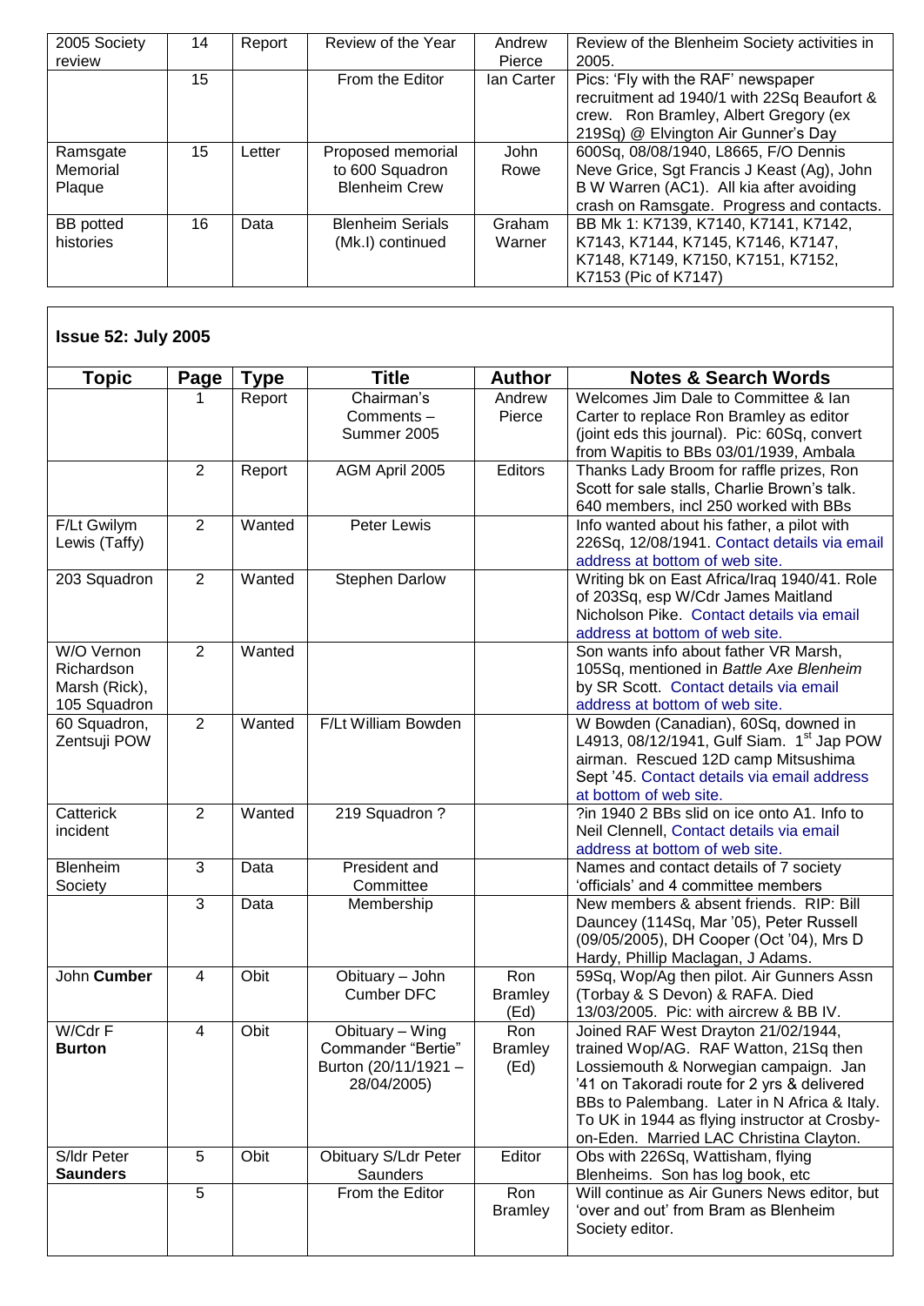| | | | | | |
|---|---|---|---|---|---|
| 2005 Society review | 14 | Report | Review of the Year | Andrew Pierce | Review of the Blenheim Society activities in 2005. |
| | 15 | | From the Editor | Ian Carter | Pics: 'Fly with the RAF' newspaper recruitment ad 1940/1 with 22Sq Beaufort & crew. Ron Bramley, Albert Gregory (ex 219Sq) @ Elvington Air Gunner's Day |
| Ramsgate Memorial Plaque | 15 | Letter | Proposed memorial to 600 Squadron Blenheim Crew | John Rowe | 600Sq, 08/08/1940, L8665, F/O Dennis Neve Grice, Sgt Francis J Keast (Ag), John B W Warren (AC1). All kia after avoiding crash on Ramsgate. Progress and contacts. |
| BB potted histories | 16 | Data | Blenheim Serials (Mk.I) continued | Graham Warner | BB Mk 1: K7139, K7140, K7141, K7142, K7143, K7144, K7145, K7146, K7147, K7148, K7149, K7150, K7151, K7152, K7153 (Pic of K7147) |

## Issue 52: July 2005

| Topic | Page | Type | Title | Author | Notes & Search Words |
|---|---|---|---|---|---|
| | 1 | Report | Chairman's Comments – Summer 2005 | Andrew Pierce | Welcomes Jim Dale to Committee & Ian Carter to replace Ron Bramley as editor (joint eds this journal). Pic: 60Sq, convert from Wapitis to BBs 03/01/1939, Ambala |
| | 2 | Report | AGM April 2005 | Editors | Thanks Lady Broom for raffle prizes, Ron Scott for sale stalls, Charlie Brown's talk. 640 members, incl 250 worked with BBs |
| F/Lt Gwilym Lewis (Taffy) | 2 | Wanted | Peter Lewis | | Info wanted about his father, a pilot with 226Sq, 12/08/1941. Contact details via email address at bottom of web site. |
| 203 Squadron | 2 | Wanted | Stephen Darlow | | Writing bk on East Africa/Iraq 1940/41. Role of 203Sq, esp W/Cdr James Maitland Nicholson Pike. Contact details via email address at bottom of web site. |
| W/O Vernon Richardson Marsh (Rick), 105 Squadron | 2 | Wanted | | | Son wants info about father VR Marsh, 105Sq, mentioned in *Battle Axe Blenheim* by SR Scott. Contact details via email address at bottom of web site. |
| 60 Squadron, Zentsuji POW | 2 | Wanted | F/Lt William Bowden | | W Bowden (Canadian), 60Sq, downed in L4913, 08/12/1941, Gulf Siam. 1st Jap POW airman. Rescued 12D camp Mitsushima Sept '45. Contact details via email address at bottom of web site. |
| Catterick incident | 2 | Wanted | 219 Squadron ? | | ?in 1940 2 BBs slid on ice onto A1. Info to Neil Clennell, Contact details via email address at bottom of web site. |
| Blenheim Society | 3 | Data | President and Committee | | Names and contact details of 7 society 'officials' and 4 committee members |
| | 3 | Data | Membership | | New members & absent friends. RIP: Bill Dauncey (114Sq, Mar '05), Peter Russell (09/05/2005), DH Cooper (Oct '04), Mrs D Hardy, Phillip Maclagan, J Adams. |
| John **Cumber** | 4 | Obit | Obituary – John Cumber DFC | Ron Bramley (Ed) | 59Sq, Wop/Ag then pilot. Air Gunners Assn (Torbay & S Devon) & RAFA. Died 13/03/2005. Pic: with aircrew & BB IV. |
| W/Cdr F **Burton** | 4 | Obit | Obituary – Wing Commander "Bertie" Burton (20/11/1921 – 28/04/2005) | Ron Bramley (Ed) | Joined RAF West Drayton 21/02/1944, trained Wop/AG. RAF Watton, 21Sq then Lossiemouth & Norwegian campaign. Jan '41 on Takoradi route for 2 yrs & delivered BBs to Palembang. Later in N Africa & Italy. To UK in 1944 as flying instructor at Crosby-on-Eden. Married LAC Christina Clayton. |
| S/ldr Peter **Saunders** | 5 | Obit | Obituary S/Ldr Peter Saunders | Editor | Obs with 226Sq, Wattisham, flying Blenheims. Son has log book, etc |
| | 5 | | From the Editor | Ron Bramley | Will continue as Air Guners News editor, but 'over and out' from Bram as Blenheim Society editor. |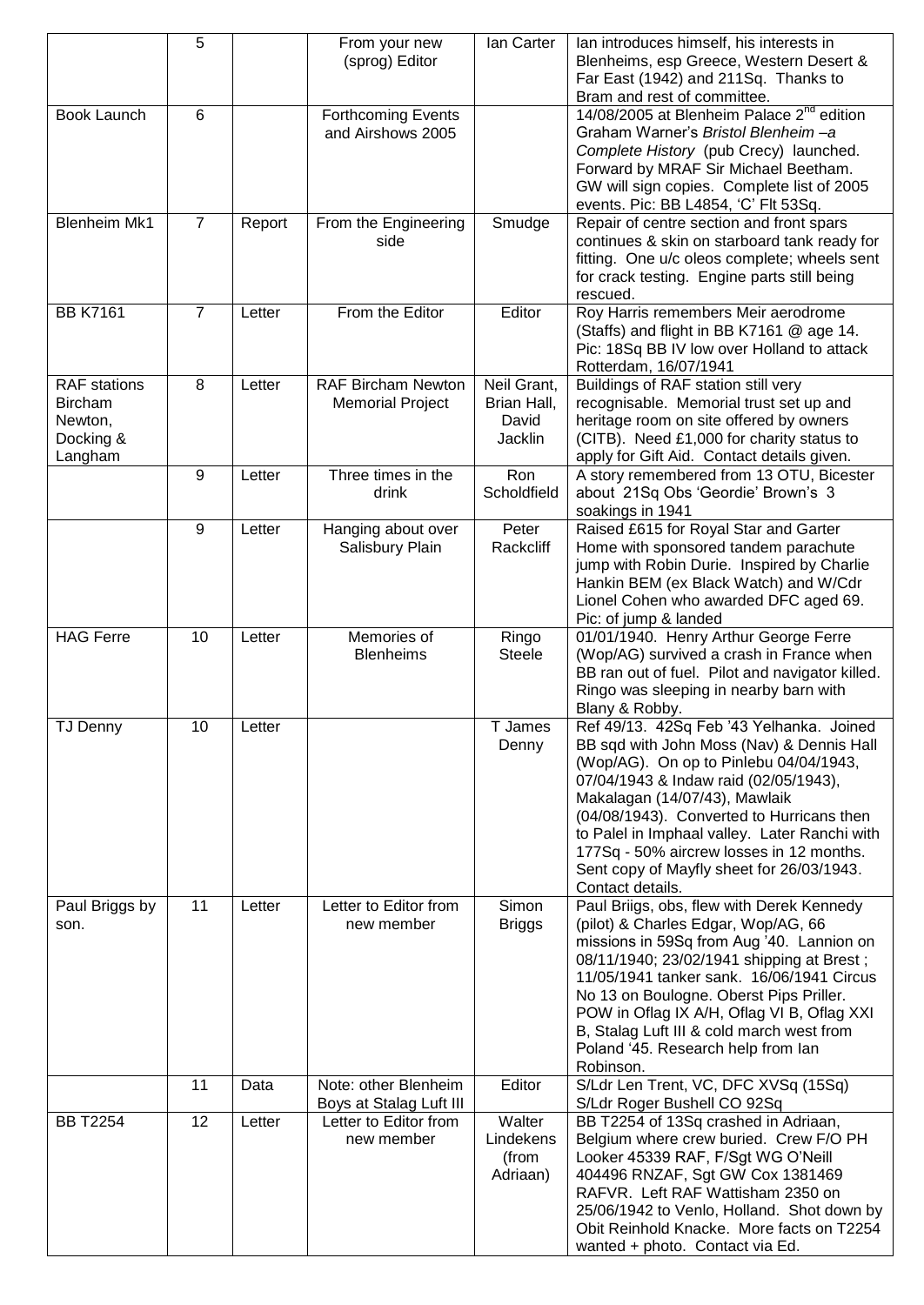|  | 5 |  | From your new (sprog) Editor | Ian Carter | Ian introduces himself, his interests in Blenheims, esp Greece, Western Desert & Far East (1942) and 211Sq. Thanks to Bram and rest of committee. |
|---|---|---|---|---|---|
| Book Launch | 6 |  | Forthcoming Events and Airshows 2005 |  | 14/08/2005 at Blenheim Palace 2nd edition Graham Warner's *Bristol Blenheim –a Complete History* (pub Crecy) launched. Forward by MRAF Sir Michael Beetham. GW will sign copies. Complete list of 2005 events. Pic: BB L4854, 'C' Flt 53Sq. |
| Blenheim Mk1 | 7 | Report | From the Engineering side | Smudge | Repair of centre section and front spars continues & skin on starboard tank ready for fitting. One u/c oleos complete; wheels sent for crack testing. Engine parts still being rescued. |
| BB K7161 | 7 | Letter | From the Editor | Editor | Roy Harris remembers Meir aerodrome (Staffs) and flight in BB K7161 @ age 14. Pic: 18Sq BB IV low over Holland to attack Rotterdam, 16/07/1941 |
| RAF stations Bircham Newton, Docking & Langham | 8 | Letter | RAF Bircham Newton Memorial Project | Neil Grant, Brian Hall, David Jacklin | Buildings of RAF station still very recognisable. Memorial trust set up and heritage room on site offered by owners (CITB). Need £1,000 for charity status to apply for Gift Aid. Contact details given. |
|  | 9 | Letter | Three times in the drink | Ron Scholdfield | A story remembered from 13 OTU, Bicester about 21Sq Obs 'Geordie' Brown's 3 soakings in 1941 |
|  | 9 | Letter | Hanging about over Salisbury Plain | Peter Rackcliff | Raised £615 for Royal Star and Garter Home with sponsored tandem parachute jump with Robin Durie. Inspired by Charlie Hankin BEM (ex Black Watch) and W/Cdr Lionel Cohen who awarded DFC aged 69. Pic: of jump & landed |
| HAG Ferre | 10 | Letter | Memories of Blenheims | Ringo Steele | 01/01/1940. Henry Arthur George Ferre (Wop/AG) survived a crash in France when BB ran out of fuel. Pilot and navigator killed. Ringo was sleeping in nearby barn with Blany & Robby. |
| TJ Denny | 10 | Letter |  | T James Denny | Ref 49/13. 42Sq Feb '43 Yelhanka. Joined BB sqd with John Moss (Nav) & Dennis Hall (Wop/AG). On op to Pinlebu 04/04/1943, 07/04/1943 & Indaw raid (02/05/1943), Makalagan (14/07/43), Mawlaik (04/08/1943). Converted to Hurricans then to Palel in Imphaal valley. Later Ranchi with 177Sq - 50% aircrew losses in 12 months. Sent copy of Mayfly sheet for 26/03/1943. Contact details. |
| Paul Briggs by son. | 11 | Letter | Letter to Editor from new member | Simon Briggs | Paul Briigs, obs, flew with Derek Kennedy (pilot) & Charles Edgar, Wop/AG, 66 missions in 59Sq from Aug '40. Lannion on 08/11/1940; 23/02/1941 shipping at Brest ; 11/05/1941 tanker sank. 16/06/1941 Circus No 13 on Boulogne. Oberst Pips Priller. POW in Oflag IX A/H, Oflag VI B, Oflag XXI B, Stalag Luft III & cold march west from Poland '45. Research help from Ian Robinson. |
|  | 11 | Data | Note: other Blenheim Boys at Stalag Luft III | Editor | S/Ldr Len Trent, VC, DFC XVSq (15Sq) S/Ldr Roger Bushell CO 92Sq |
| BB T2254 | 12 | Letter | Letter to Editor from new member | Walter Lindekens (from Adriaan) | BB T2254 of 13Sq crashed in Adriaan, Belgium where crew buried. Crew F/O PH Looker 45339 RAF, F/Sgt WG O'Neill 404496 RNZAF, Sgt GW Cox 1381469 RAFVR. Left RAF Wattisham 2350 on 25/06/1942 to Venlo, Holland. Shot down by Obit Reinhold Knacke. More facts on T2254 wanted + photo. Contact via Ed. |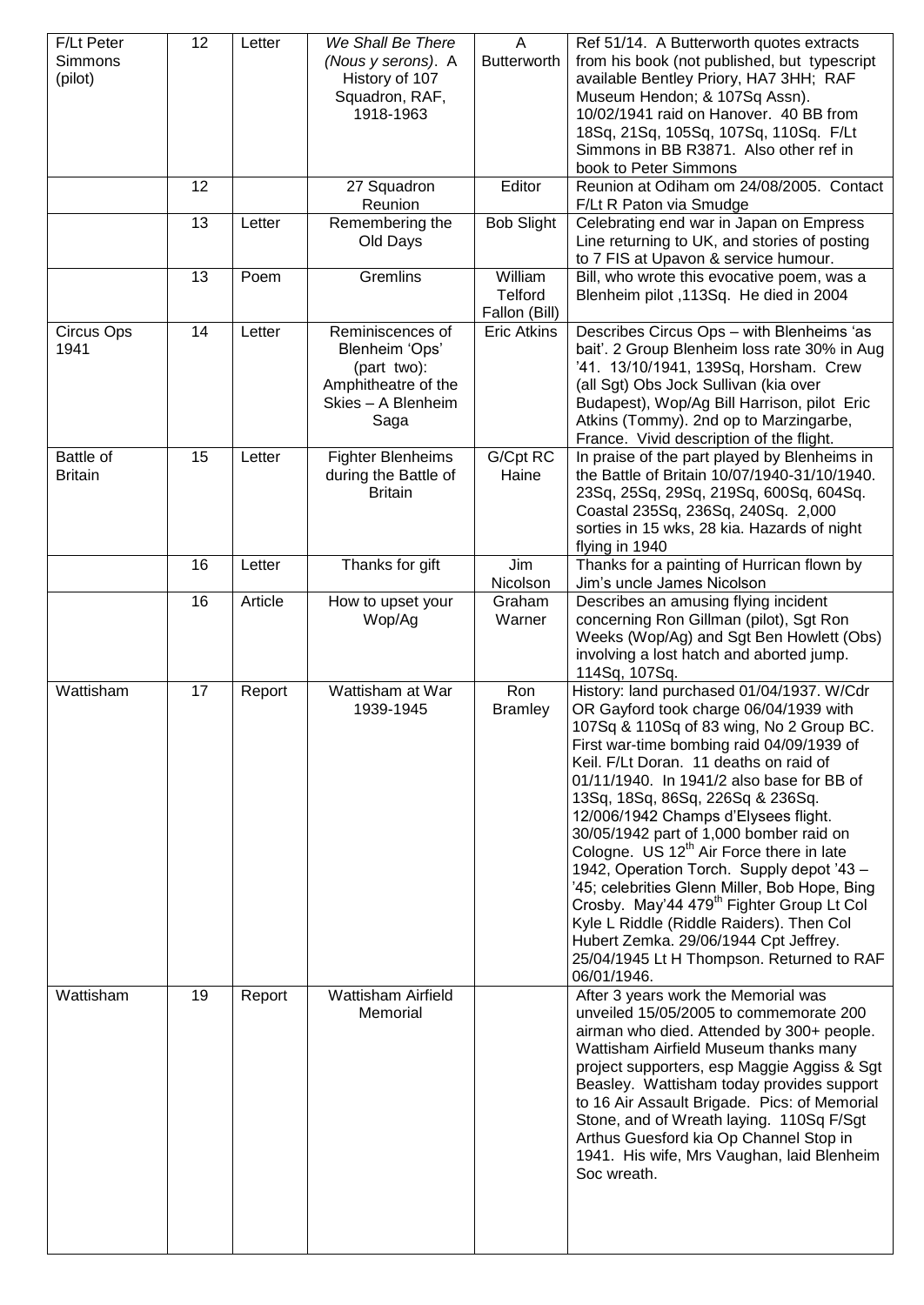| F/Lt Peter Simmons (pilot) | 12 | Letter | *We Shall Be There (Nous y serons)*. A History of 107 Squadron, RAF, 1918-1963 | A Butterworth | Ref 51/14. A Butterworth quotes extracts from his book (not published, but typescript available Bentley Priory, HA7 3HH; RAF Museum Hendon; & 107Sq Assn). 10/02/1941 raid on Hanover. 40 BB from 18Sq, 21Sq, 105Sq, 107Sq, 110Sq. F/Lt Simmons in BB R3871. Also other ref in book to Peter Simmons |
|---|---|---|---|---|---|
| | 12 | | 27 Squadron Reunion | Editor | Reunion at Odiham om 24/08/2005. Contact F/Lt R Paton via Smudge |
| | 13 | Letter | Remembering the Old Days | Bob Slight | Celebrating end war in Japan on Empress Line returning to UK, and stories of posting to 7 FIS at Upavon & service humour. |
| | 13 | Poem | Gremlins | William Telford Fallon (Bill) | Bill, who wrote this evocative poem, was a Blenheim pilot ,113Sq. He died in 2004 |
| Circus Ops 1941 | 14 | Letter | Reminiscences of Blenheim 'Ops' (part two): Amphitheatre of the Skies – A Blenheim Saga | Eric Atkins | Describes Circus Ops – with Blenheims 'as bait'. 2 Group Blenheim loss rate 30% in Aug '41. 13/10/1941, 139Sq, Horsham. Crew (all Sgt) Obs Jock Sullivan (kia over Budapest), Wop/Ag Bill Harrison, pilot Eric Atkins (Tommy). 2nd op to Marzingarbe, France. Vivid description of the flight. |
| Battle of Britain | 15 | Letter | Fighter Blenheims during the Battle of Britain | G/Cpt RC Haine | In praise of the part played by Blenheims in the Battle of Britain 10/07/1940-31/10/1940. 23Sq, 25Sq, 29Sq, 219Sq, 600Sq, 604Sq. Coastal 235Sq, 236Sq, 240Sq. 2,000 sorties in 15 wks, 28 kia. Hazards of night flying in 1940 |
| | 16 | Letter | Thanks for gift | Jim Nicolson | Thanks for a painting of Hurrican flown by Jim's uncle James Nicolson |
| | 16 | Article | How to upset your Wop/Ag | Graham Warner | Describes an amusing flying incident concerning Ron Gillman (pilot), Sgt Ron Weeks (Wop/Ag) and Sgt Ben Howlett (Obs) involving a lost hatch and aborted jump. 114Sq, 107Sq. |
| Wattisham | 17 | Report | Wattisham at War 1939-1945 | Ron Bramley | History: land purchased 01/04/1937. W/Cdr OR Gayford took charge 06/04/1939 with 107Sq & 110Sq of 83 wing, No 2 Group BC. First war-time bombing raid 04/09/1939 of Keil. F/Lt Doran. 11 deaths on raid of 01/11/1940. In 1941/2 also base for BB of 13Sq, 18Sq, 86Sq, 226Sq & 236Sq. 12/006/1942 Champs d'Elysees flight. 30/05/1942 part of 1,000 bomber raid on Cologne. US 12th Air Force there in late 1942, Operation Torch. Supply depot '43 – '45; celebrities Glenn Miller, Bob Hope, Bing Crosby. May'44 479th Fighter Group Lt Col Kyle L Riddle (Riddle Raiders). Then Col Hubert Zemka. 29/06/1944 Cpt Jeffrey. 25/04/1945 Lt H Thompson. Returned to RAF 06/01/1946. |
| Wattisham | 19 | Report | Wattisham Airfield Memorial | | After 3 years work the Memorial was unveiled 15/05/2005 to commemorate 200 airman who died. Attended by 300+ people. Wattisham Airfield Museum thanks many project supporters, esp Maggie Aggiss & Sgt Beasley. Wattisham today provides support to 16 Air Assault Brigade. Pics: of Memorial Stone, and of Wreath laying. 110Sq F/Sgt Arthus Guesford kia Op Channel Stop in 1941. His wife, Mrs Vaughan, laid Blenheim Soc wreath. |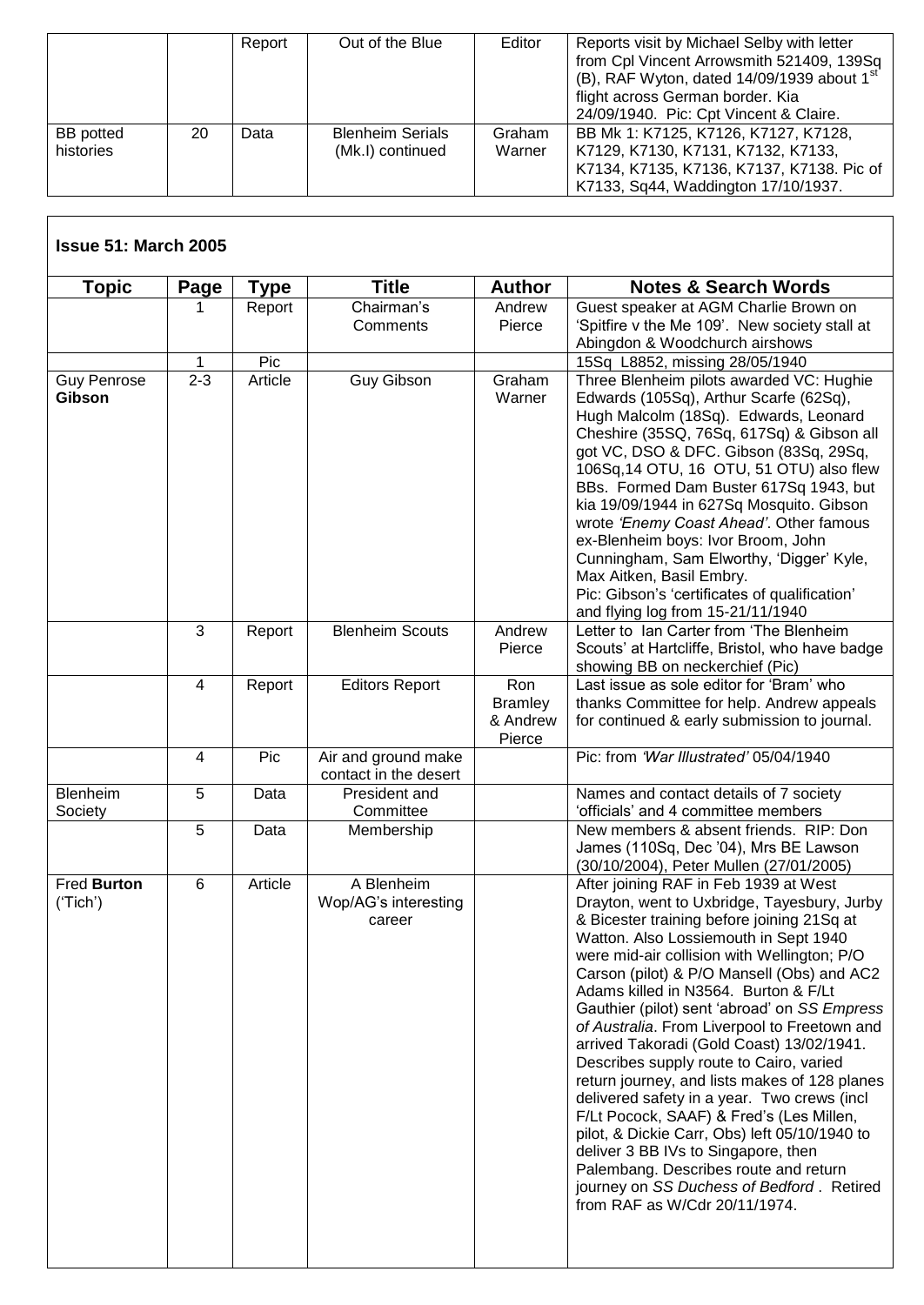| | | Report | Out of the Blue | Editor | Reports visit by Michael Selby with letter from Cpl Vincent Arrowsmith 521409, 139Sq (B), RAF Wyton, dated 14/09/1939 about 1st flight across German border. Kia 24/09/1940. Pic: Cpt Vincent & Claire. |
|---|---|---|---|---|---|
| BB potted histories | 20 | Data | Blenheim Serials (Mk.I) continued | Graham Warner | BB Mk 1: K7125, K7126, K7127, K7128, K7129, K7130, K7131, K7132, K7133, K7134, K7135, K7136, K7137, K7138. Pic of K7133, Sq44, Waddington 17/10/1937. |

## Issue 51: March 2005

| Topic | Page | Type | Title | Author | Notes & Search Words |
|---|---|---|---|---|---|
| | 1 | Report | Chairman's Comments | Andrew Pierce | Guest speaker at AGM Charlie Brown on 'Spitfire v the Me 109'. New society stall at Abingdon & Woodchurch airshows |
| | 1 | Pic | | | 15Sq L8852, missing 28/05/1940 |
| Guy Penrose **Gibson** | 2-3 | Article | Guy Gibson | Graham Warner | Three Blenheim pilots awarded VC: Hughie Edwards (105Sq), Arthur Scarfe (62Sq), Hugh Malcolm (18Sq). Edwards, Leonard Cheshire (35SQ, 76Sq, 617Sq) & Gibson all got VC, DSO & DFC. Gibson (83Sq, 29Sq, 106Sq,14 OTU, 16 OTU, 51 OTU) also flew BBs. Formed Dam Buster 617Sq 1943, but kia 19/09/1944 in 627Sq Mosquito. Gibson wrote *'Enemy Coast Ahead'*. Other famous ex-Blenheim boys: Ivor Broom, John Cunningham, Sam Elworthy, 'Digger' Kyle, Max Aitken, Basil Embry. Pic: Gibson's 'certificates of qualification' and flying log from 15-21/11/1940 |
| | 3 | Report | Blenheim Scouts | Andrew Pierce | Letter to Ian Carter from 'The Blenheim Scouts' at Hartcliffe, Bristol, who have badge showing BB on neckerchief (Pic) |
| | 4 | Report | Editors Report | Ron Bramley & Andrew Pierce | Last issue as sole editor for 'Bram' who thanks Committee for help. Andrew appeals for continued & early submission to journal. |
| | 4 | Pic | Air and ground make contact in the desert | | Pic: from *'War Illustrated'* 05/04/1940 |
| Blenheim Society | 5 | Data | President and Committee | | Names and contact details of 7 society 'officials' and 4 committee members |
| | 5 | Data | Membership | | New members & absent friends. RIP: Don James (110Sq, Dec '04), Mrs BE Lawson (30/10/2004), Peter Mullen (27/01/2005) |
| Fred **Burton** ('Tich') | 6 | Article | A Blenheim Wop/AG's interesting career | | After joining RAF in Feb 1939 at West Drayton, went to Uxbridge, Tayesbury, Jurby & Bicester training before joining 21Sq at Watton. Also Lossiemouth in Sept 1940 were mid-air collision with Wellington; P/O Carson (pilot) & P/O Mansell (Obs) and AC2 Adams killed in N3564. Burton & F/Lt Gauthier (pilot) sent 'abroad' on *SS Empress of Australia*. From Liverpool to Freetown and arrived Takoradi (Gold Coast) 13/02/1941. Describes supply route to Cairo, varied return journey, and lists makes of 128 planes delivered safety in a year. Two crews (incl F/Lt Pocock, SAAF) & Fred's (Les Millen, pilot, & Dickie Carr, Obs) left 05/10/1940 to deliver 3 BB IVs to Singapore, then Palembang. Describes route and return journey on *SS Duchess of Bedford* . Retired from RAF as W/Cdr 20/11/1974. |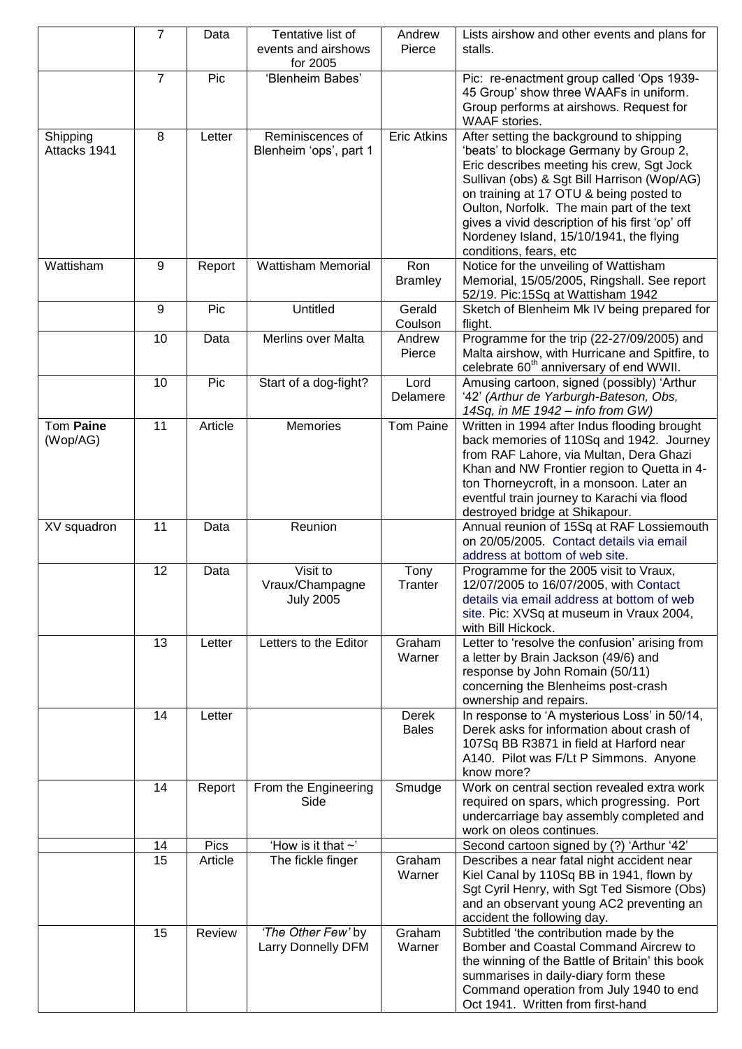|  |  |  |  |  |  |
|---|---|---|---|---|---|
|  | 7 | Data | Tentative list of events and airshows for 2005 | Andrew Pierce | Lists airshow and other events and plans for stalls. |
|  | 7 | Pic | 'Blenheim Babes' |  | Pic: re-enactment group called 'Ops 1939-45 Group' show three WAAFs in uniform. Group performs at airshows. Request for WAAF stories. |
| Shipping Attacks 1941 | 8 | Letter | Reminiscences of Blenheim 'ops', part 1 | Eric Atkins | After setting the background to shipping 'beats' to blockage Germany by Group 2, Eric describes meeting his crew, Sgt Jock Sullivan (obs) & Sgt Bill Harrison (Wop/AG) on training at 17 OTU & being posted to Oulton, Norfolk. The main part of the text gives a vivid description of his first 'op' off Nordeney Island, 15/10/1941, the flying conditions, fears, etc |
| Wattisham | 9 | Report | Wattisham Memorial | Ron Bramley | Notice for the unveiling of Wattisham Memorial, 15/05/2005, Ringshall. See report 52/19. Pic:15Sq at Wattisham 1942 |
|  | 9 | Pic | Untitled | Gerald Coulson | Sketch of Blenheim Mk IV being prepared for flight. |
|  | 10 | Data | Merlins over Malta | Andrew Pierce | Programme for the trip (22-27/09/2005) and Malta airshow, with Hurricane and Spitfire, to celebrate 60th anniversary of end WWII. |
|  | 10 | Pic | Start of a dog-fight? | Lord Delamere | Amusing cartoon, signed (possibly) 'Arthur '42' *(Arthur de Yarburgh-Bateson, Obs, 14Sq, in ME 1942 – info from GW)* |
| Tom **Paine** (Wop/AG) | 11 | Article | Memories | Tom Paine | Written in 1994 after Indus flooding brought back memories of 110Sq and 1942. Journey from RAF Lahore, via Multan, Dera Ghazi Khan and NW Frontier region to Quetta in 4-ton Thorneycroft, in a monsoon. Later an eventful train journey to Karachi via flood destroyed bridge at Shikapour. |
| XV squadron | 11 | Data | Reunion |  | Annual reunion of 15Sq at RAF Lossiemouth on 20/05/2005. Contact details via email address at bottom of web site. |
|  | 12 | Data | Visit to Vraux/Champagne July 2005 | Tony Tranter | Programme for the 2005 visit to Vraux, 12/07/2005 to 16/07/2005, with Contact details via email address at bottom of web site. Pic: XVSq at museum in Vraux 2004, with Bill Hickock. |
|  | 13 | Letter | Letters to the Editor | Graham Warner | Letter to 'resolve the confusion' arising from a letter by Brain Jackson (49/6) and response by John Romain (50/11) concerning the Blenheims post-crash ownership and repairs. |
|  | 14 | Letter |  | Derek Bales | In response to 'A mysterious Loss' in 50/14, Derek asks for information about crash of 107Sq BB R3871 in field at Harford near A140. Pilot was F/Lt P Simmons. Anyone know more? |
|  | 14 | Report | From the Engineering Side | Smudge | Work on central section revealed extra work required on spars, which progressing. Port undercarriage bay assembly completed and work on oleos continues. |
|  | 14 | Pics | 'How is it that ~' |  | Second cartoon signed by (?) 'Arthur '42' |
|  | 15 | Article | The fickle finger | Graham Warner | Describes a near fatal night accident near Kiel Canal by 110Sq BB in 1941, flown by Sgt Cyril Henry, with Sgt Ted Sismore (Obs) and an observant young AC2 preventing an accident the following day. |
|  | 15 | Review | *'The Other Few'* by Larry Donnelly DFM | Graham Warner | Subtitled 'the contribution made by the Bomber and Coastal Command Aircrew to the winning of the Battle of Britain' this book summarises in daily-diary form these Command operation from July 1940 to end Oct 1941. Written from first-hand |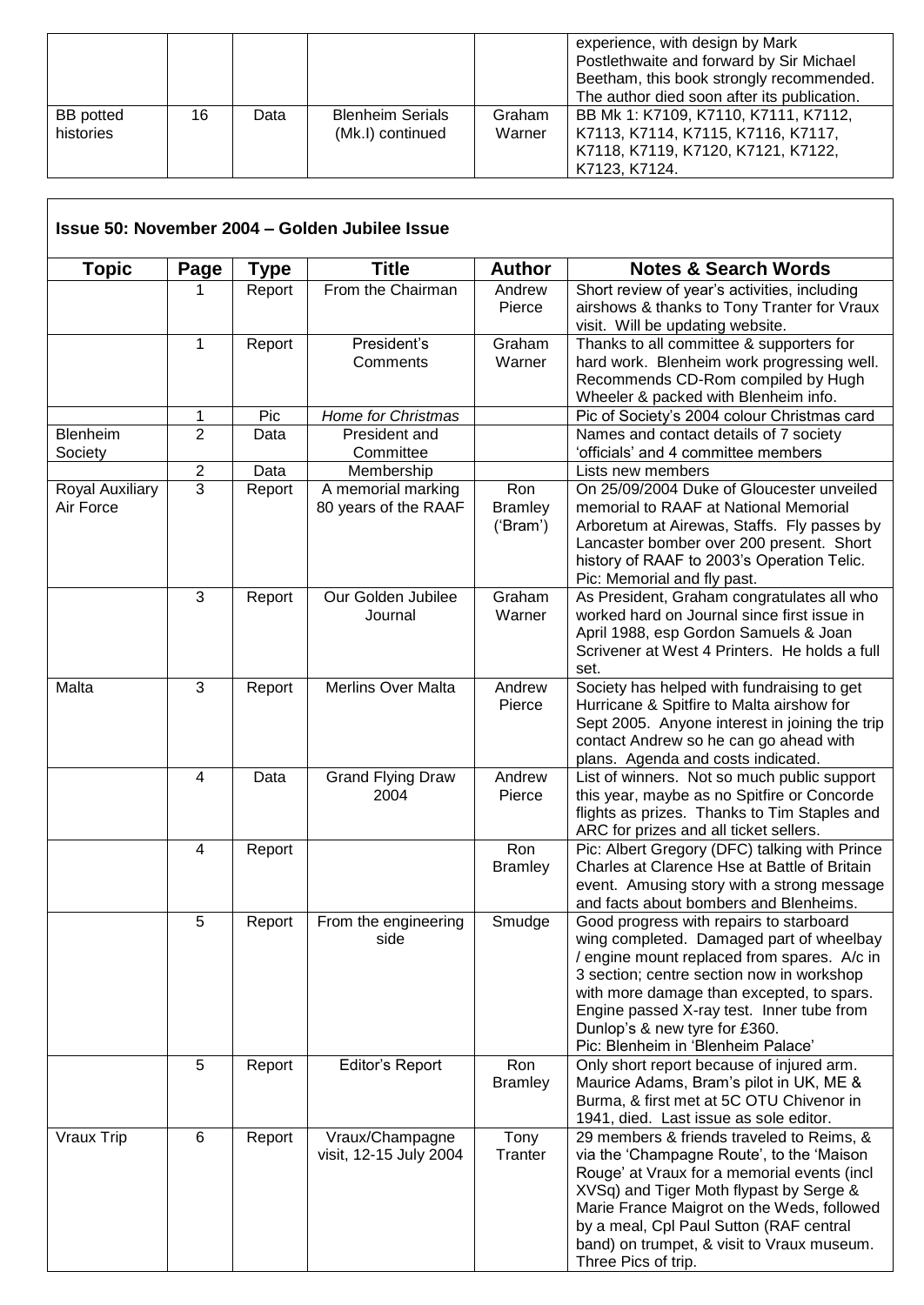| | | | | | |
|---|---|---|---|---|---|
| | | | | | experience, with design by Mark Postlethwaite and forward by Sir Michael Beetham, this book strongly recommended. The author died soon after its publication. |
| BB potted histories | 16 | Data | Blenheim Serials (Mk.I) continued | Graham Warner | BB Mk 1: K7109, K7110, K7111, K7112, K7113, K7114, K7115, K7116, K7117, K7118, K7119, K7120, K7121, K7122, K7123, K7124. |

**Issue 50: November 2004 – Golden Jubilee Issue**

| Topic | Page | Type | Title | Author | Notes & Search Words |
|---|---|---|---|---|---|
| | 1 | Report | From the Chairman | Andrew Pierce | Short review of year's activities, including airshows & thanks to Tony Tranter for Vraux visit. Will be updating website. |
| | 1 | Report | President's Comments | Graham Warner | Thanks to all committee & supporters for hard work. Blenheim work progressing well. Recommends CD-Rom compiled by Hugh Wheeler & packed with Blenheim info. |
| | 1 | Pic | *Home for Christmas* | | Pic of Society's 2004 colour Christmas card |
| Blenheim Society | 2 | Data | President and Committee | | Names and contact details of 7 society 'officials' and 4 committee members |
| | 2 | Data | Membership | | Lists new members |
| Royal Auxiliary Air Force | 3 | Report | A memorial marking 80 years of the RAAF | Ron Bramley ('Bram') | On 25/09/2004 Duke of Gloucester unveiled memorial to RAAF at National Memorial Arboretum at Airewas, Staffs. Fly passes by Lancaster bomber over 200 present. Short history of RAAF to 2003's Operation Telic. Pic: Memorial and fly past. |
| | 3 | Report | Our Golden Jubilee Journal | Graham Warner | As President, Graham congratulates all who worked hard on Journal since first issue in April 1988, esp Gordon Samuels & Joan Scrivener at West 4 Printers. He holds a full set. |
| Malta | 3 | Report | Merlins Over Malta | Andrew Pierce | Society has helped with fundraising to get Hurricane & Spitfire to Malta airshow for Sept 2005. Anyone interest in joining the trip contact Andrew so he can go ahead with plans. Agenda and costs indicated. |
| | 4 | Data | Grand Flying Draw 2004 | Andrew Pierce | List of winners. Not so much public support this year, maybe as no Spitfire or Concorde flights as prizes. Thanks to Tim Staples and ARC for prizes and all ticket sellers. |
| | 4 | Report | | Ron Bramley | Pic: Albert Gregory (DFC) talking with Prince Charles at Clarence Hse at Battle of Britain event. Amusing story with a strong message and facts about bombers and Blenheims. |
| | 5 | Report | From the engineering side | Smudge | Good progress with repairs to starboard wing completed. Damaged part of wheelbay / engine mount replaced from spares. A/c in 3 section; centre section now in workshop with more damage than excepted, to spars. Engine passed X-ray test. Inner tube from Dunlop's & new tyre for £360. Pic: Blenheim in 'Blenheim Palace' |
| | 5 | Report | Editor's Report | Ron Bramley | Only short report because of injured arm. Maurice Adams, Bram's pilot in UK, ME & Burma, & first met at 5C OTU Chivenor in 1941, died. Last issue as sole editor. |
| Vraux Trip | 6 | Report | Vraux/Champagne visit, 12-15 July 2004 | Tony Tranter | 29 members & friends traveled to Reims, & via the 'Champagne Route', to the 'Maison Rouge' at Vraux for a memorial events (incl XVSq) and Tiger Moth flypast by Serge & Marie France Maigrot on the Weds, followed by a meal, Cpl Paul Sutton (RAF central band) on trumpet, & visit to Vraux museum. Three Pics of trip. |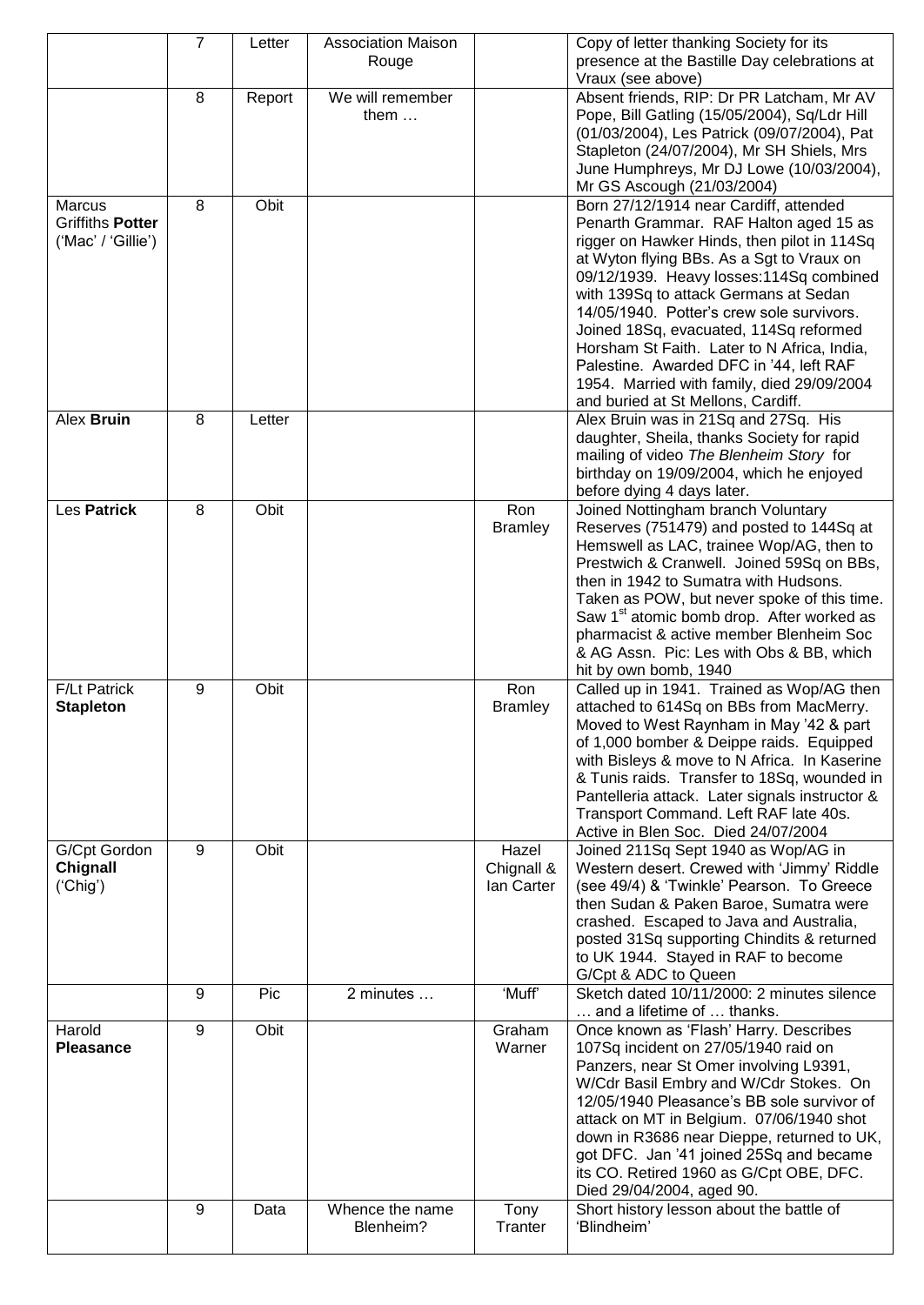|  | 7 | Letter | Association Maison Rouge |  | Copy of letter thanking Society for its presence at the Bastille Day celebrations at Vraux (see above) |
|---|---|---|---|---|---|
|  | 8 | Report | We will remember them … |  | Absent friends, RIP: Dr PR Latcham, Mr AV Pope, Bill Gatling (15/05/2004), Sq/Ldr Hill (01/03/2004), Les Patrick (09/07/2004), Pat Stapleton (24/07/2004), Mr SH Shiels, Mrs June Humphreys, Mr DJ Lowe (10/03/2004), Mr GS Ascough (21/03/2004) |
| Marcus Griffiths **Potter** ('Mac' / 'Gillie') | 8 | Obit |  |  | Born 27/12/1914 near Cardiff, attended Penarth Grammar. RAF Halton aged 15 as rigger on Hawker Hinds, then pilot in 114Sq at Wyton flying BBs. As a Sgt to Vraux on 09/12/1939. Heavy losses:114Sq combined with 139Sq to attack Germans at Sedan 14/05/1940. Potter's crew sole survivors. Joined 18Sq, evacuated, 114Sq reformed Horsham St Faith. Later to N Africa, India, Palestine. Awarded DFC in '44, left RAF 1954. Married with family, died 29/09/2004 and buried at St Mellons, Cardiff. |
| Alex **Bruin** | 8 | Letter |  |  | Alex Bruin was in 21Sq and 27Sq. His daughter, Sheila, thanks Society for rapid mailing of video *The Blenheim Story* for birthday on 19/09/2004, which he enjoyed before dying 4 days later. |
| Les **Patrick** | 8 | Obit |  | Ron Bramley | Joined Nottingham branch Voluntary Reserves (751479) and posted to 144Sq at Hemswell as LAC, trainee Wop/AG, then to Prestwich & Cranwell. Joined 59Sq on BBs, then in 1942 to Sumatra with Hudsons. Taken as POW, but never spoke of this time. Saw 1st atomic bomb drop. After worked as pharmacist & active member Blenheim Soc & AG Assn. Pic: Les with Obs & BB, which hit by own bomb, 1940 |
| F/Lt Patrick **Stapleton** | 9 | Obit |  | Ron Bramley | Called up in 1941. Trained as Wop/AG then attached to 614Sq on BBs from MacMerry. Moved to West Raynham in May '42 & part of 1,000 bomber & Deippe raids. Equipped with Bisleys & move to N Africa. In Kaserine & Tunis raids. Transfer to 18Sq, wounded in Pantelleria attack. Later signals instructor & Transport Command. Left RAF late 40s. Active in Blen Soc. Died 24/07/2004 |
| G/Cpt Gordon **Chignall** ('Chig') | 9 | Obit |  | Hazel Chignall & Ian Carter | Joined 211Sq Sept 1940 as Wop/AG in Western desert. Crewed with 'Jimmy' Riddle (see 49/4) & 'Twinkle' Pearson. To Greece then Sudan & Paken Baroe, Sumatra were crashed. Escaped to Java and Australia, posted 31Sq supporting Chindits & returned to UK 1944. Stayed in RAF to become G/Cpt & ADC to Queen |
|  | 9 | Pic | 2 minutes … | 'Muff' | Sketch dated 10/11/2000: 2 minutes silence … and a lifetime of … thanks. |
| Harold **Pleasance** | 9 | Obit |  | Graham Warner | Once known as 'Flash' Harry. Describes 107Sq incident on 27/05/1940 raid on Panzers, near St Omer involving L9391, W/Cdr Basil Embry and W/Cdr Stokes. On 12/05/1940 Pleasance's BB sole survivor of attack on MT in Belgium. 07/06/1940 shot down in R3686 near Dieppe, returned to UK, got DFC. Jan '41 joined 25Sq and became its CO. Retired 1960 as G/Cpt OBE, DFC. Died 29/04/2004, aged 90. |
|  | 9 | Data | Whence the name Blenheim? | Tony Tranter | Short history lesson about the battle of 'Blindheim' |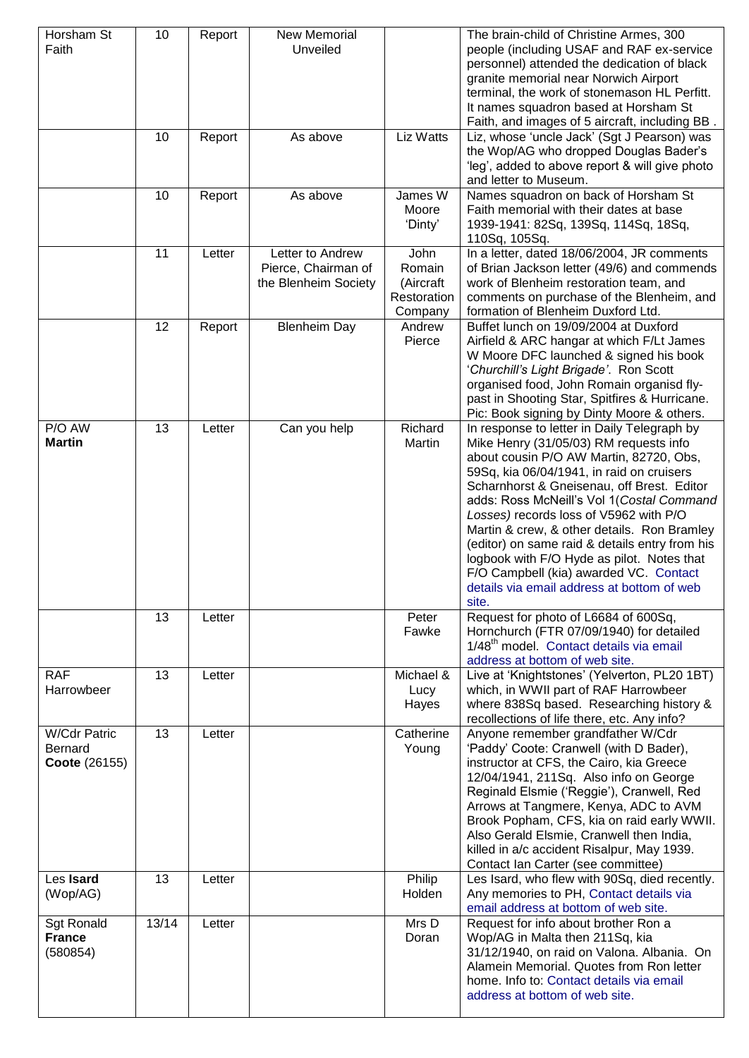| | | | | | |
|---|---|---|---|---|---|
| Horsham St Faith | 10 | Report | New Memorial Unveiled | | The brain-child of Christine Armes, 300 people (including USAF and RAF ex-service personnel) attended the dedication of black granite memorial near Norwich Airport terminal, the work of stonemason HL Perfitt. It names squadron based at Horsham St Faith, and images of 5 aircraft, including BB . |
| | 10 | Report | As above | Liz Watts | Liz, whose 'uncle Jack' (Sgt J Pearson) was the Wop/AG who dropped Douglas Bader's 'leg', added to above report & will give photo and letter to Museum. |
| | 10 | Report | As above | James W Moore 'Dinty' | Names squadron on back of Horsham St Faith memorial with their dates at base 1939-1941: 82Sq, 139Sq, 114Sq, 18Sq, 110Sq, 105Sq. |
| | 11 | Letter | Letter to Andrew Pierce, Chairman of the Blenheim Society | John Romain (Aircraft Restoration Company | In a letter, dated 18/06/2004, JR comments of Brian Jackson letter (49/6) and commends work of Blenheim restoration team, and comments on purchase of the Blenheim, and formation of Blenheim Duxford Ltd. |
| | 12 | Report | Blenheim Day | Andrew Pierce | Buffet lunch on 19/09/2004 at Duxford Airfield & ARC hangar at which F/Lt James W Moore DFC launched & signed his book '*Churchill's Light Brigade'*. Ron Scott organised food, John Romain organisd fly-past in Shooting Star, Spitfires & Hurricane. Pic: Book signing by Dinty Moore & others. |
| P/O AW **Martin** | 13 | Letter | Can you help | Richard Martin | In response to letter in Daily Telegraph by Mike Henry (31/05/03) RM requests info about cousin P/O AW Martin, 82720, Obs, 59Sq, kia 06/04/1941, in raid on cruisers Scharnhorst & Gneisenau, off Brest. Editor adds: Ross McNeill's Vol 1(*Costal Command Losses)* records loss of V5962 with P/O Martin & crew, & other details. Ron Bramley (editor) on same raid & details entry from his logbook with F/O Hyde as pilot. Notes that F/O Campbell (kia) awarded VC. Contact details via email address at bottom of web site. |
| | 13 | Letter | | Peter Fawke | Request for photo of L6684 of 600Sq, Hornchurch (FTR 07/09/1940) for detailed 1/48th model. Contact details via email address at bottom of web site. |
| RAF Harrowbeer | 13 | Letter | | Michael & Lucy Hayes | Live at 'Knightstones' (Yelverton, PL20 1BT) which, in WWII part of RAF Harrowbeer where 838Sq based. Researching history & recollections of life there, etc. Any info? |
| W/Cdr Patric Bernard **Coote** (26155) | 13 | Letter | | Catherine Young | Anyone remember grandfather W/Cdr 'Paddy' Coote: Cranwell (with D Bader), instructor at CFS, the Cairo, kia Greece 12/04/1941, 211Sq. Also info on George Reginald Elsmie ('Reggie'), Cranwell, Red Arrows at Tangmere, Kenya, ADC to AVM Brook Popham, CFS, kia on raid early WWII. Also Gerald Elsmie, Cranwell then India, killed in a/c accident Risalpur, May 1939. Contact Ian Carter (see committee) |
| Les **Isard** (Wop/AG) | 13 | Letter | | Philip Holden | Les Isard, who flew with 90Sq, died recently. Any memories to PH, Contact details via email address at bottom of web site. |
| Sgt Ronald **France** (580854) | 13/14 | Letter | | Mrs D Doran | Request for info about brother Ron a Wop/AG in Malta then 211Sq, kia 31/12/1940, on raid on Valona. Albania. On Alamein Memorial. Quotes from Ron letter home. Info to: Contact details via email address at bottom of web site. |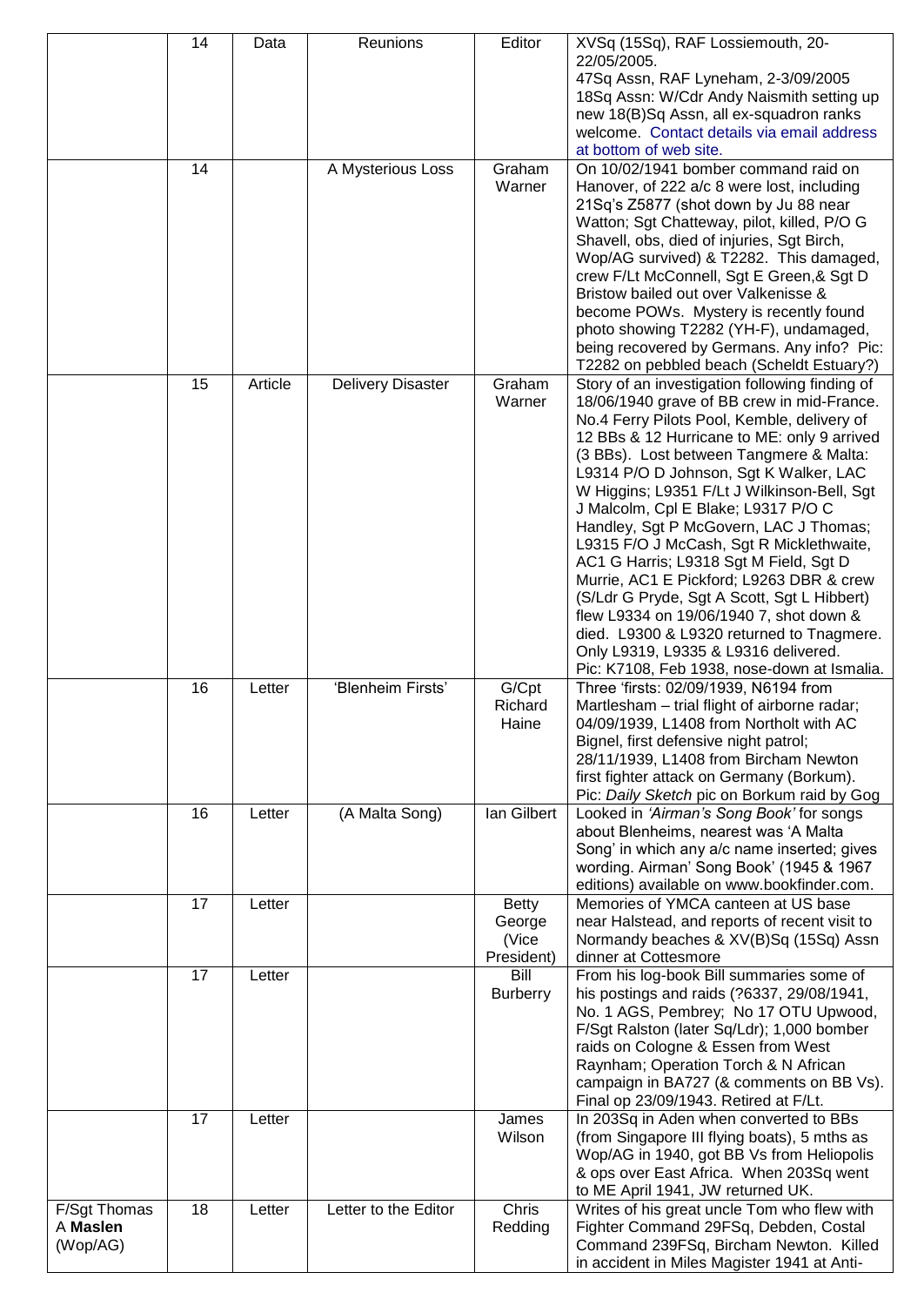| | | | | | |
|---|---|---|---|---|---|
| | 14 | Data | Reunions | Editor | XVSq (15Sq), RAF Lossiemouth, 20-22/05/2005. 47Sq Assn, RAF Lyneham, 2-3/09/2005 18Sq Assn: W/Cdr Andy Naismith setting up new 18(B)Sq Assn, all ex-squadron ranks welcome. Contact details via email address at bottom of web site. |
| | 14 | | A Mysterious Loss | Graham Warner | On 10/02/1941 bomber command raid on Hanover, of 222 a/c 8 were lost, including 21Sq's Z5877 (shot down by Ju 88 near Watton; Sgt Chatteway, pilot, killed, P/O G Shavell, obs, died of injuries, Sgt Birch, Wop/AG survived) & T2282. This damaged, crew F/Lt McConnell, Sgt E Green,& Sgt D Bristow bailed out over Valkenisse & become POWs. Mystery is recently found photo showing T2282 (YH-F), undamaged, being recovered by Germans. Any info? Pic: T2282 on pebbled beach (Scheldt Estuary?) |
| | 15 | Article | Delivery Disaster | Graham Warner | Story of an investigation following finding of 18/06/1940 grave of BB crew in mid-France. No.4 Ferry Pilots Pool, Kemble, delivery of 12 BBs & 12 Hurricane to ME: only 9 arrived (3 BBs). Lost between Tangmere & Malta: L9314 P/O D Johnson, Sgt K Walker, LAC W Higgins; L9351 F/Lt J Wilkinson-Bell, Sgt J Malcolm, Cpl E Blake; L9317 P/O C Handley, Sgt P McGovern, LAC J Thomas; L9315 F/O J McCash, Sgt R Micklethwaite, AC1 G Harris; L9318 Sgt M Field, Sgt D Murrie, AC1 E Pickford; L9263 DBR & crew (S/Ldr G Pryde, Sgt A Scott, Sgt L Hibbert) flew L9334 on 19/06/1940 7, shot down & died. L9300 & L9320 returned to Tnagmere. Only L9319, L9335 & L9316 delivered. Pic: K7108, Feb 1938, nose-down at Ismalia. |
| | 16 | Letter | 'Blenheim Firsts' | G/Cpt Richard Haine | Three 'firsts: 02/09/1939, N6194 from Martlesham – trial flight of airborne radar; 04/09/1939, L1408 from Northolt with AC Bignel, first defensive night patrol; 28/11/1939, L1408 from Bircham Newton first fighter attack on Germany (Borkum). Pic: *Daily Sketch* pic on Borkum raid by Gog |
| | 16 | Letter | (A Malta Song) | Ian Gilbert | Looked in *'Airman's Song Book'* for songs about Blenheims, nearest was 'A Malta Song' in which any a/c name inserted; gives wording. Airman' Song Book' (1945 & 1967 editions) available on www.bookfinder.com. |
| | 17 | Letter | | Betty George (Vice President) | Memories of YMCA canteen at US base near Halstead, and reports of recent visit to Normandy beaches & XV(B)Sq (15Sq) Assn dinner at Cottesmore |
| | 17 | Letter | | Bill Burberry | From his log-book Bill summaries some of his postings and raids (?6337, 29/08/1941, No. 1 AGS, Pembrey; No 17 OTU Upwood, F/Sgt Ralston (later Sq/Ldr); 1,000 bomber raids on Cologne & Essen from West Raynham; Operation Torch & N African campaign in BA727 (& comments on BB Vs). Final op 23/09/1943. Retired at F/Lt. |
| | 17 | Letter | | James Wilson | In 203Sq in Aden when converted to BBs (from Singapore III flying boats), 5 mths as Wop/AG in 1940, got BB Vs from Heliopolis & ops over East Africa. When 203Sq went to ME April 1941, JW returned UK. |
| F/Sgt Thomas A **Maslen** (Wop/AG) | 18 | Letter | Letter to the Editor | Chris Redding | Writes of his great uncle Tom who flew with Fighter Command 29FSq, Debden, Costal Command 239FSq, Bircham Newton. Killed in accident in Miles Magister 1941 at Anti- |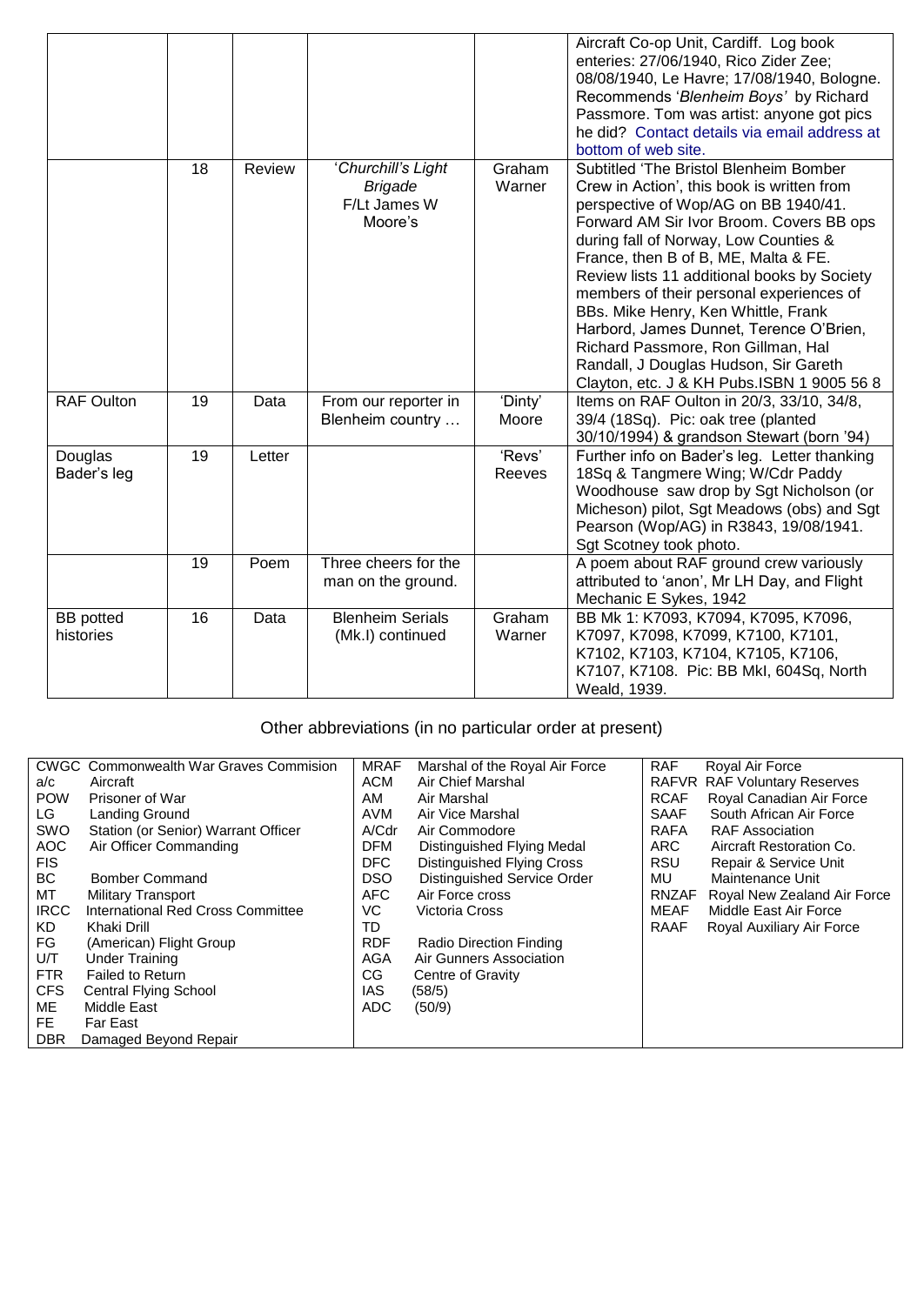| | | | | | |
|---|---|---|---|---|---|
| | | | | | Aircraft Co-op Unit, Cardiff. Log book enteries: 27/06/1940, Rico Zider Zee; 08/08/1940, Le Havre; 17/08/1940, Bologne. Recommends '*Blenheim Boys*' by Richard Passmore. Tom was artist: anyone got pics he did? Contact details via email address at bottom of web site. |
| | 18 | Review | '*Churchill's Light Brigade* F/Lt James W Moore's | Graham Warner | Subtitled 'The Bristol Blenheim Bomber Crew in Action', this book is written from perspective of Wop/AG on BB 1940/41. Forward AM Sir Ivor Broom. Covers BB ops during fall of Norway, Low Counties & France, then B of B, ME, Malta & FE. Review lists 11 additional books by Society members of their personal experiences of BBs. Mike Henry, Ken Whittle, Frank Harbord, James Dunnet, Terence O'Brien, Richard Passmore, Ron Gillman, Hal Randall, J Douglas Hudson, Sir Gareth Clayton, etc. J & KH Pubs.ISBN 1 9005 56 8 |
| RAF Oulton | 19 | Data | From our reporter in Blenheim country … | 'Dinty' Moore | Items on RAF Oulton in 20/3, 33/10, 34/8, 39/4 (18Sq). Pic: oak tree (planted 30/10/1994) & grandson Stewart (born '94) |
| Douglas Bader's leg | 19 | Letter | | 'Revs' Reeves | Further info on Bader's leg. Letter thanking 18Sq & Tangmere Wing; W/Cdr Paddy Woodhouse saw drop by Sgt Nicholson (or Micheson) pilot, Sgt Meadows (obs) and Sgt Pearson (Wop/AG) in R3843, 19/08/1941. Sgt Scotney took photo. |
| | 19 | Poem | Three cheers for the man on the ground. | | A poem about RAF ground crew variously attributed to 'anon', Mr LH Day, and Flight Mechanic E Sykes, 1942 |
| BB potted histories | 16 | Data | Blenheim Serials (Mk.I) continued | Graham Warner | BB Mk 1: K7093, K7094, K7095, K7096, K7097, K7098, K7099, K7100, K7101, K7102, K7103, K7104, K7105, K7106, K7107, K7108. Pic: BB MkI, 604Sq, North Weald, 1939. |

Other abbreviations (in no particular order at present)

| | | | | | |
|---|---|---|---|---|---|
| CWGC | Commonwealth War Graves Commision | MRAF | Marshal of the Royal Air Force | RAF | Royal Air Force |
| a/c | Aircraft | ACM | Air Chief Marshal | RAFVR | RAF Voluntary Reserves |
| POW | Prisoner of War | AM | Air Marshal | RCAF | Royal Canadian Air Force |
| LG | Landing Ground | AVM | Air Vice Marshal | SAAF | South African Air Force |
| SWO | Station (or Senior) Warrant Officer | A/Cdr | Air Commodore | RAFA | RAF Association |
| AOC | Air Officer Commanding | DFM | Distinguished Flying Medal | ARC | Aircraft Restoration Co. |
| FIS | | DFC | Distinguished Flying Cross | RSU | Repair & Service Unit |
| BC | Bomber Command | DSO | Distinguished Service Order | MU | Maintenance Unit |
| MT | Military Transport | AFC | Air Force cross | RNZAF | Royal New Zealand Air Force |
| IRCC | International Red Cross Committee | VC | Victoria Cross | MEAF | Middle East Air Force |
| KD | Khaki Drill | TD | | RAAF | Royal Auxiliary Air Force |
| FG | (American) Flight Group | RDF | Radio Direction Finding | | |
| U/T | Under Training | AGA | Air Gunners Association | | |
| FTR | Failed to Return | CG | Centre of Gravity | | |
| CFS | Central Flying School | IAS | (58/5) | | |
| ME | Middle East | ADC | (50/9) | | |
| FE | Far East | | | | |
| DBR | Damaged Beyond Repair | | | | |